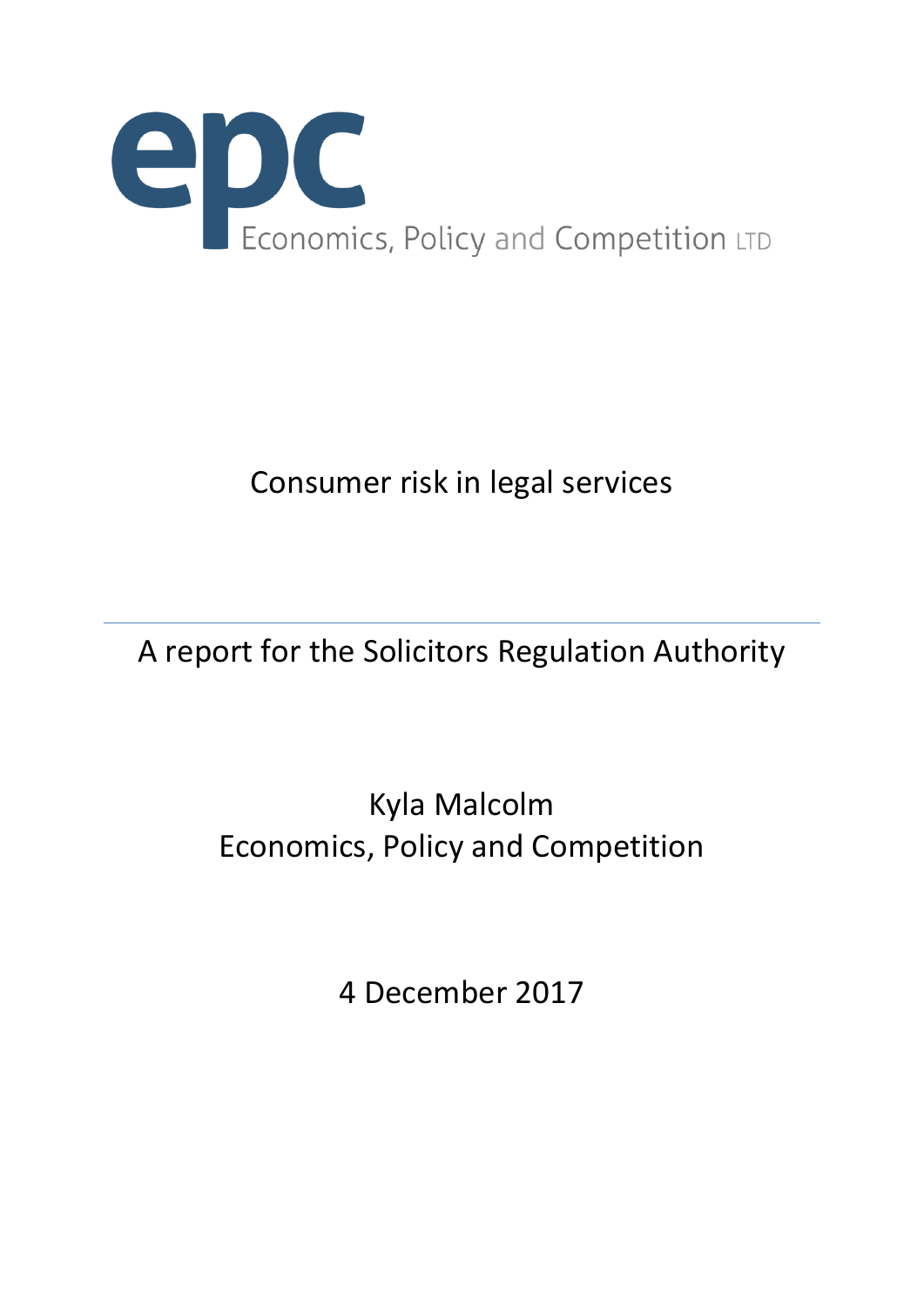epc

Economics, Policy and Competition LTD

# Consumer risk in legal services

---

A report for the Solicitors Regulation Authority

Kyla Malcolm
Economics, Policy and Competition

4 December 2017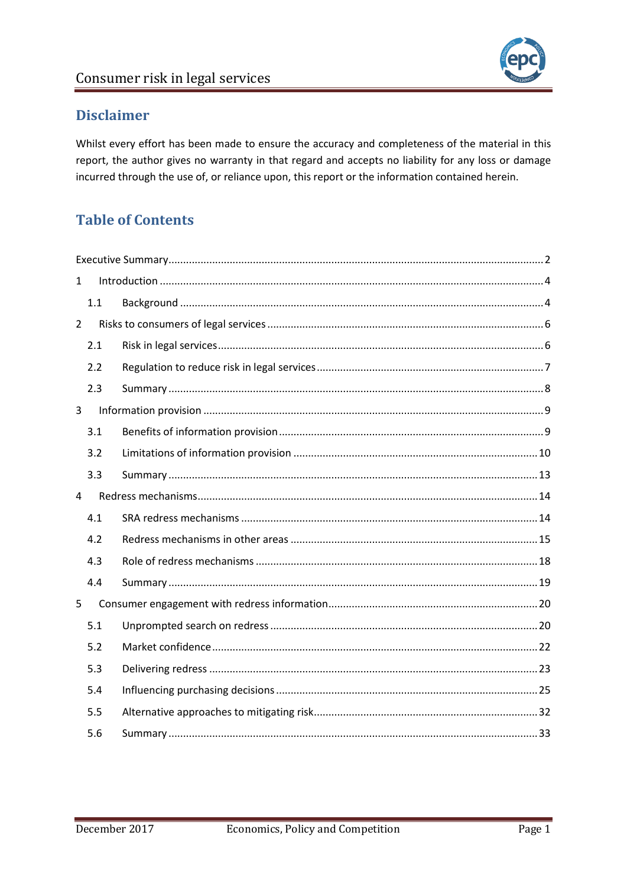## Disclaimer

Whilst every effort has been made to ensure the accuracy and completeness of the material in this report, the author gives no warranty in that regard and accepts no liability for any loss or damage incurred through the use of, or reliance upon, this report or the information contained herein.

## Table of Contents

Executive Summary ............ 2

1 Introduction ............ 4

- 1.1 Background ............ 4

2 Risks to consumers of legal services ............ 6

- 2.1 Risk in legal services ............ 6
- 2.2 Regulation to reduce risk in legal services ............ 7
- 2.3 Summary ............ 8

3 Information provision ............ 9

- 3.1 Benefits of information provision ............ 9
- 3.2 Limitations of information provision ............ 10
- 3.3 Summary ............ 13

4 Redress mechanisms ............ 14

- 4.1 SRA redress mechanisms ............ 14
- 4.2 Redress mechanisms in other areas ............ 15
- 4.3 Role of redress mechanisms ............ 18
- 4.4 Summary ............ 19

5 Consumer engagement with redress information ............ 20

- 5.1 Unprompted search on redress ............ 20
- 5.2 Market confidence ............ 22
- 5.3 Delivering redress ............ 23
- 5.4 Influencing purchasing decisions ............ 25
- 5.5 Alternative approaches to mitigating risk ............ 32
- 5.6 Summary ............ 33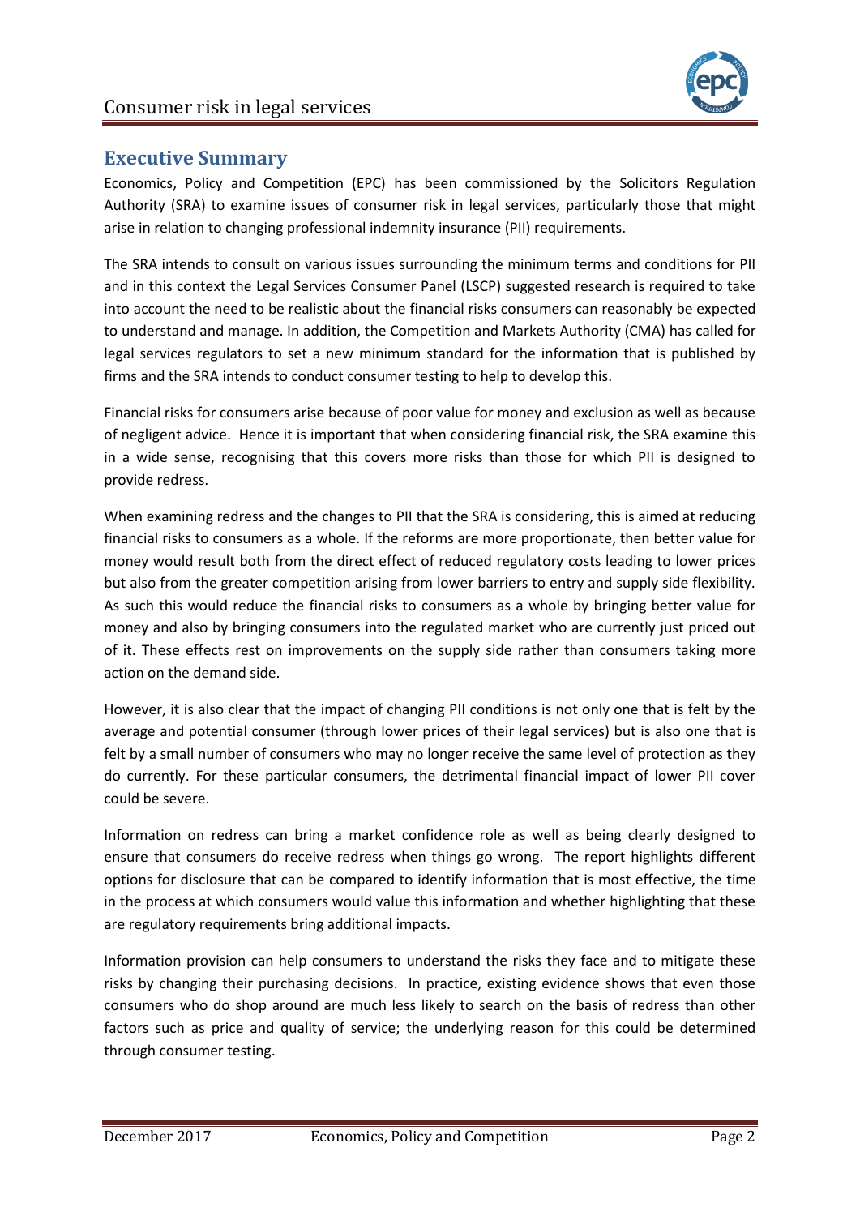## Executive Summary

Economics, Policy and Competition (EPC) has been commissioned by the Solicitors Regulation Authority (SRA) to examine issues of consumer risk in legal services, particularly those that might arise in relation to changing professional indemnity insurance (PII) requirements.

The SRA intends to consult on various issues surrounding the minimum terms and conditions for PII and in this context the Legal Services Consumer Panel (LSCP) suggested research is required to take into account the need to be realistic about the financial risks consumers can reasonably be expected to understand and manage. In addition, the Competition and Markets Authority (CMA) has called for legal services regulators to set a new minimum standard for the information that is published by firms and the SRA intends to conduct consumer testing to help to develop this.

Financial risks for consumers arise because of poor value for money and exclusion as well as because of negligent advice. Hence it is important that when considering financial risk, the SRA examine this in a wide sense, recognising that this covers more risks than those for which PII is designed to provide redress.

When examining redress and the changes to PII that the SRA is considering, this is aimed at reducing financial risks to consumers as a whole. If the reforms are more proportionate, then better value for money would result both from the direct effect of reduced regulatory costs leading to lower prices but also from the greater competition arising from lower barriers to entry and supply side flexibility. As such this would reduce the financial risks to consumers as a whole by bringing better value for money and also by bringing consumers into the regulated market who are currently just priced out of it. These effects rest on improvements on the supply side rather than consumers taking more action on the demand side.

However, it is also clear that the impact of changing PII conditions is not only one that is felt by the average and potential consumer (through lower prices of their legal services) but is also one that is felt by a small number of consumers who may no longer receive the same level of protection as they do currently. For these particular consumers, the detrimental financial impact of lower PII cover could be severe.

Information on redress can bring a market confidence role as well as being clearly designed to ensure that consumers do receive redress when things go wrong. The report highlights different options for disclosure that can be compared to identify information that is most effective, the time in the process at which consumers would value this information and whether highlighting that these are regulatory requirements bring additional impacts.

Information provision can help consumers to understand the risks they face and to mitigate these risks by changing their purchasing decisions. In practice, existing evidence shows that even those consumers who do shop around are much less likely to search on the basis of redress than other factors such as price and quality of service; the underlying reason for this could be determined through consumer testing.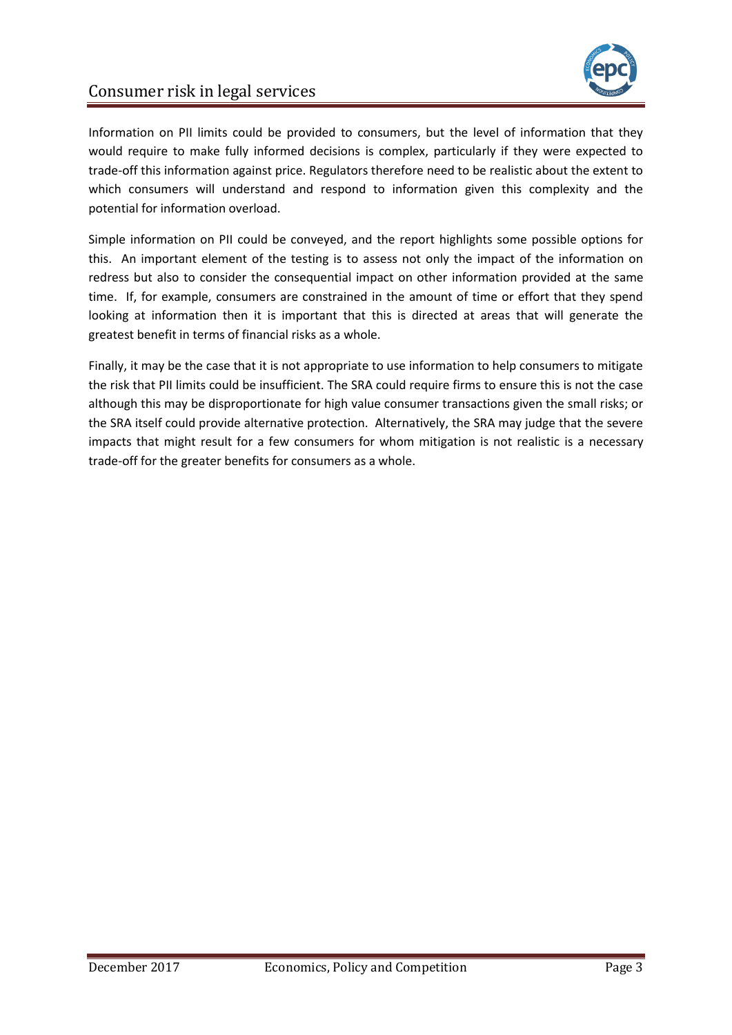Information on PII limits could be provided to consumers, but the level of information that they would require to make fully informed decisions is complex, particularly if they were expected to trade-off this information against price. Regulators therefore need to be realistic about the extent to which consumers will understand and respond to information given this complexity and the potential for information overload.

Simple information on PII could be conveyed, and the report highlights some possible options for this. An important element of the testing is to assess not only the impact of the information on redress but also to consider the consequential impact on other information provided at the same time. If, for example, consumers are constrained in the amount of time or effort that they spend looking at information then it is important that this is directed at areas that will generate the greatest benefit in terms of financial risks as a whole.

Finally, it may be the case that it is not appropriate to use information to help consumers to mitigate the risk that PII limits could be insufficient. The SRA could require firms to ensure this is not the case although this may be disproportionate for high value consumer transactions given the small risks; or the SRA itself could provide alternative protection. Alternatively, the SRA may judge that the severe impacts that might result for a few consumers for whom mitigation is not realistic is a necessary trade-off for the greater benefits for consumers as a whole.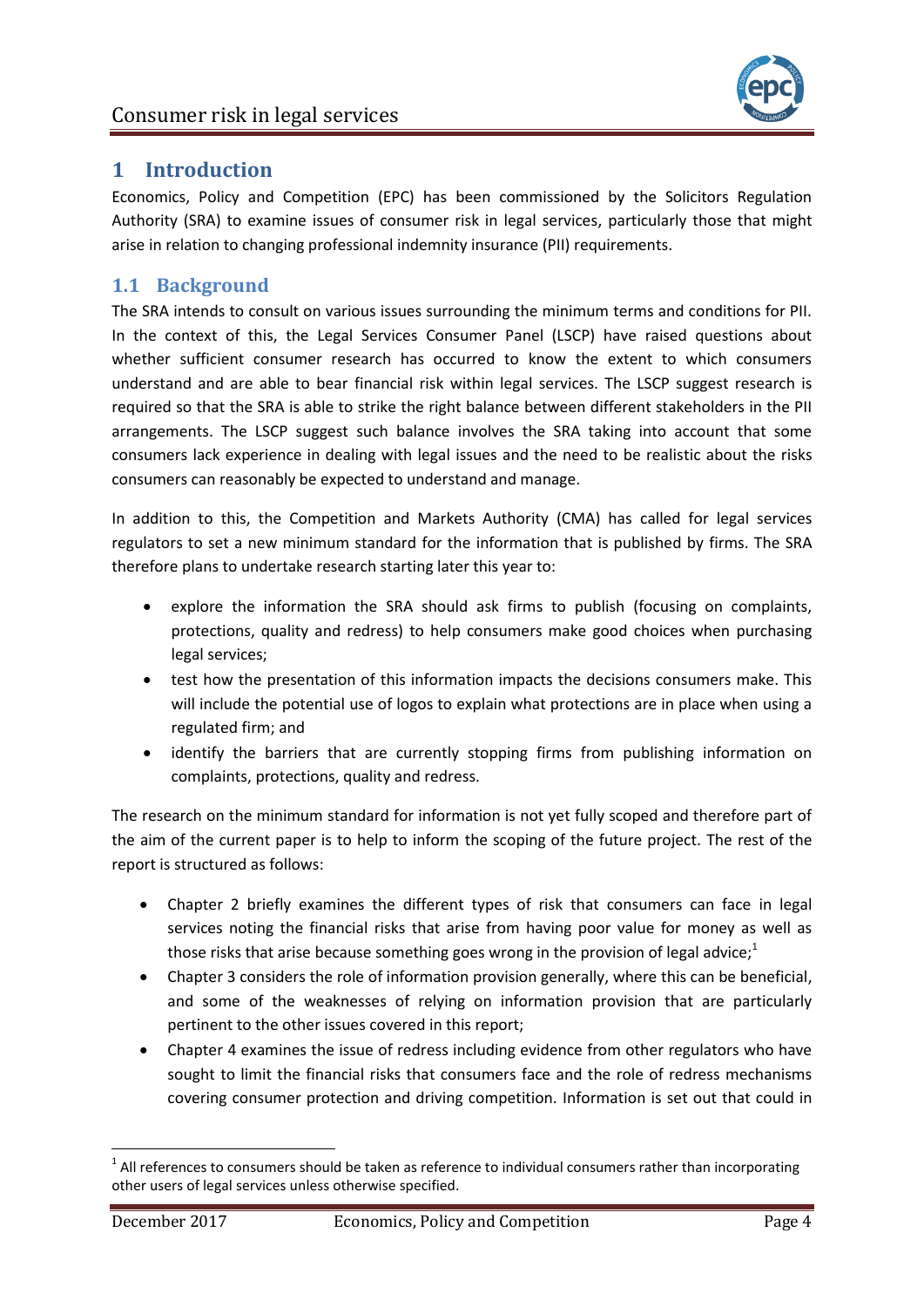# 1 Introduction

Economics, Policy and Competition (EPC) has been commissioned by the Solicitors Regulation Authority (SRA) to examine issues of consumer risk in legal services, particularly those that might arise in relation to changing professional indemnity insurance (PII) requirements.

## 1.1 Background

The SRA intends to consult on various issues surrounding the minimum terms and conditions for PII. In the context of this, the Legal Services Consumer Panel (LSCP) have raised questions about whether sufficient consumer research has occurred to know the extent to which consumers understand and are able to bear financial risk within legal services. The LSCP suggest research is required so that the SRA is able to strike the right balance between different stakeholders in the PII arrangements. The LSCP suggest such balance involves the SRA taking into account that some consumers lack experience in dealing with legal issues and the need to be realistic about the risks consumers can reasonably be expected to understand and manage.

In addition to this, the Competition and Markets Authority (CMA) has called for legal services regulators to set a new minimum standard for the information that is published by firms. The SRA therefore plans to undertake research starting later this year to:

- explore the information the SRA should ask firms to publish (focusing on complaints, protections, quality and redress) to help consumers make good choices when purchasing legal services;
- test how the presentation of this information impacts the decisions consumers make. This will include the potential use of logos to explain what protections are in place when using a regulated firm; and
- identify the barriers that are currently stopping firms from publishing information on complaints, protections, quality and redress.

The research on the minimum standard for information is not yet fully scoped and therefore part of the aim of the current paper is to help to inform the scoping of the future project. The rest of the report is structured as follows:

- Chapter 2 briefly examines the different types of risk that consumers can face in legal services noting the financial risks that arise from having poor value for money as well as those risks that arise because something goes wrong in the provision of legal advice;[1]
- Chapter 3 considers the role of information provision generally, where this can be beneficial, and some of the weaknesses of relying on information provision that are particularly pertinent to the other issues covered in this report;
- Chapter 4 examines the issue of redress including evidence from other regulators who have sought to limit the financial risks that consumers face and the role of redress mechanisms covering consumer protection and driving competition. Information is set out that could in

[1] All references to consumers should be taken as reference to individual consumers rather than incorporating other users of legal services unless otherwise specified.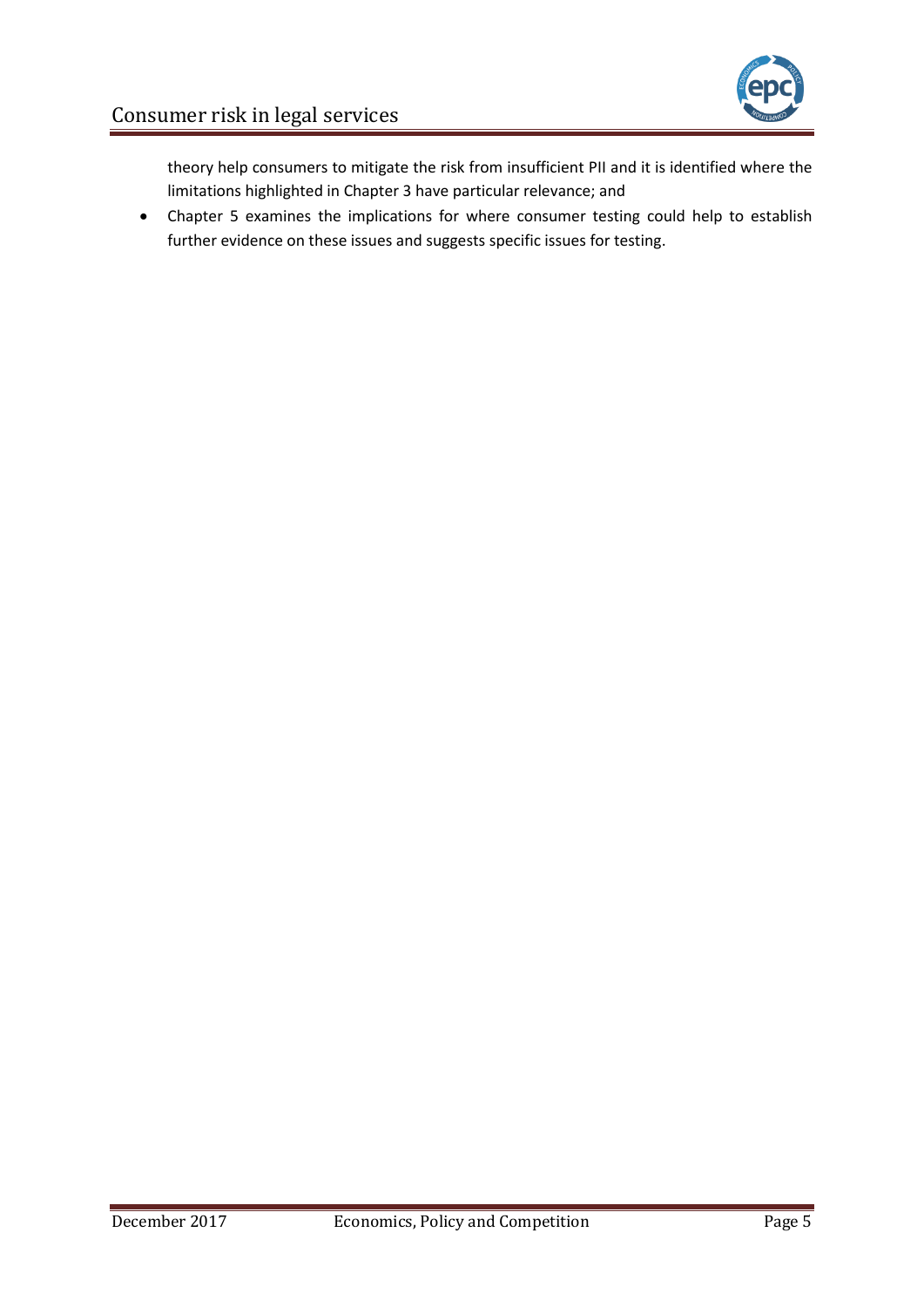theory help consumers to mitigate the risk from insufficient PII and it is identified where the limitations highlighted in Chapter 3 have particular relevance; and

- Chapter 5 examines the implications for where consumer testing could help to establish further evidence on these issues and suggests specific issues for testing.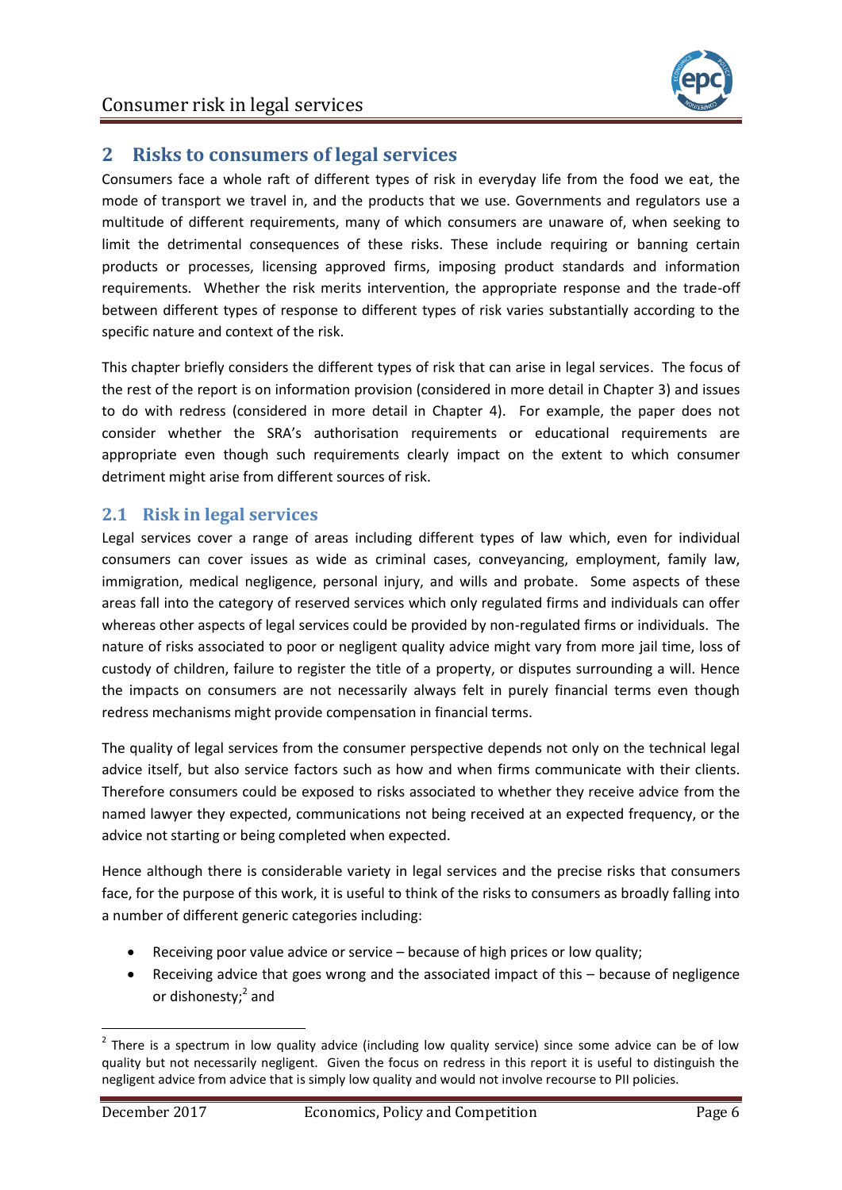## 2 Risks to consumers of legal services

Consumers face a whole raft of different types of risk in everyday life from the food we eat, the mode of transport we travel in, and the products that we use. Governments and regulators use a multitude of different requirements, many of which consumers are unaware of, when seeking to limit the detrimental consequences of these risks. These include requiring or banning certain products or processes, licensing approved firms, imposing product standards and information requirements. Whether the risk merits intervention, the appropriate response and the trade-off between different types of response to different types of risk varies substantially according to the specific nature and context of the risk.

This chapter briefly considers the different types of risk that can arise in legal services. The focus of the rest of the report is on information provision (considered in more detail in Chapter 3) and issues to do with redress (considered in more detail in Chapter 4). For example, the paper does not consider whether the SRA's authorisation requirements or educational requirements are appropriate even though such requirements clearly impact on the extent to which consumer detriment might arise from different sources of risk.

### 2.1 Risk in legal services

Legal services cover a range of areas including different types of law which, even for individual consumers can cover issues as wide as criminal cases, conveyancing, employment, family law, immigration, medical negligence, personal injury, and wills and probate. Some aspects of these areas fall into the category of reserved services which only regulated firms and individuals can offer whereas other aspects of legal services could be provided by non-regulated firms or individuals. The nature of risks associated to poor or negligent quality advice might vary from more jail time, loss of custody of children, failure to register the title of a property, or disputes surrounding a will. Hence the impacts on consumers are not necessarily always felt in purely financial terms even though redress mechanisms might provide compensation in financial terms.

The quality of legal services from the consumer perspective depends not only on the technical legal advice itself, but also service factors such as how and when firms communicate with their clients. Therefore consumers could be exposed to risks associated to whether they receive advice from the named lawyer they expected, communications not being received at an expected frequency, or the advice not starting or being completed when expected.

Hence although there is considerable variety in legal services and the precise risks that consumers face, for the purpose of this work, it is useful to think of the risks to consumers as broadly falling into a number of different generic categories including:

- Receiving poor value advice or service – because of high prices or low quality;
- Receiving advice that goes wrong and the associated impact of this – because of negligence or dishonesty;[2] and

[2] There is a spectrum in low quality advice (including low quality service) since some advice can be of low quality but not necessarily negligent. Given the focus on redress in this report it is useful to distinguish the negligent advice from advice that is simply low quality and would not involve recourse to PII policies.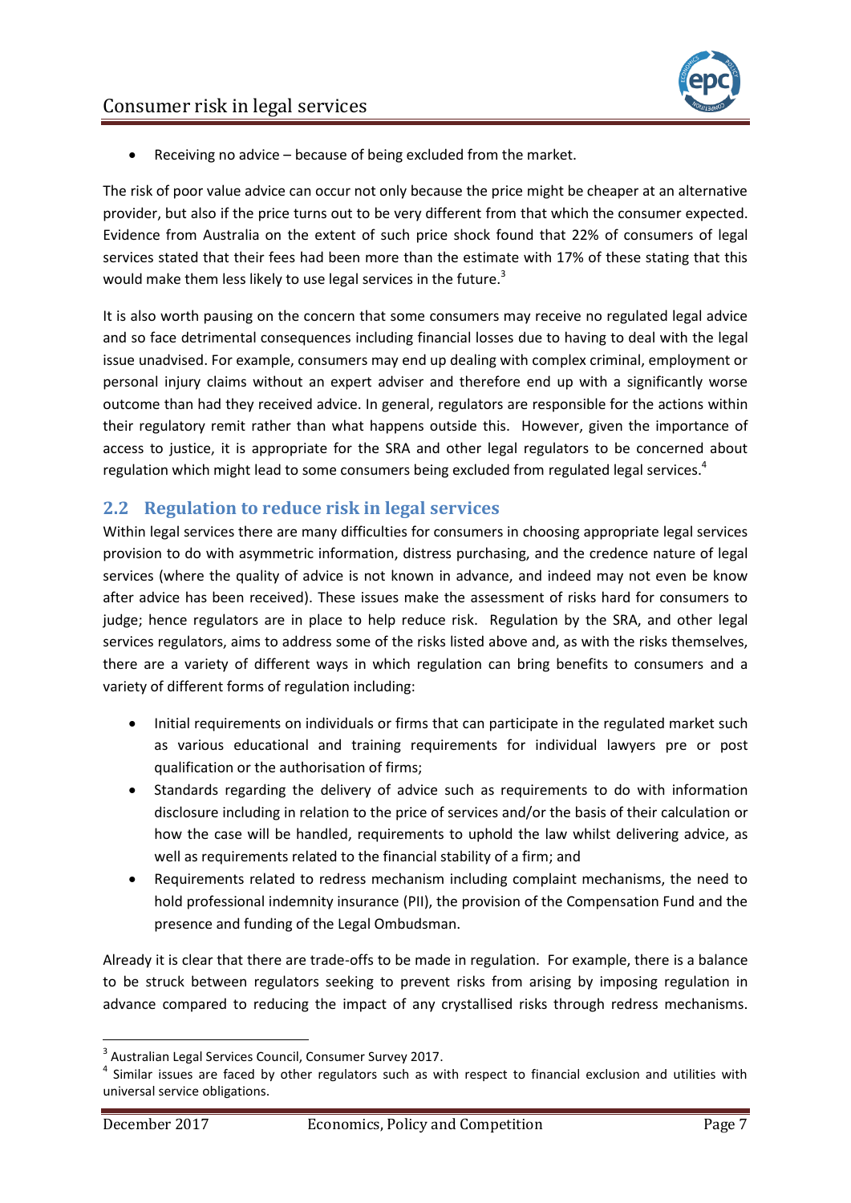- Receiving no advice – because of being excluded from the market.

The risk of poor value advice can occur not only because the price might be cheaper at an alternative provider, but also if the price turns out to be very different from that which the consumer expected. Evidence from Australia on the extent of such price shock found that 22% of consumers of legal services stated that their fees had been more than the estimate with 17% of these stating that this would make them less likely to use legal services in the future.[3]

It is also worth pausing on the concern that some consumers may receive no regulated legal advice and so face detrimental consequences including financial losses due to having to deal with the legal issue unadvised. For example, consumers may end up dealing with complex criminal, employment or personal injury claims without an expert adviser and therefore end up with a significantly worse outcome than had they received advice. In general, regulators are responsible for the actions within their regulatory remit rather than what happens outside this. However, given the importance of access to justice, it is appropriate for the SRA and other legal regulators to be concerned about regulation which might lead to some consumers being excluded from regulated legal services.[4]

## 2.2 Regulation to reduce risk in legal services

Within legal services there are many difficulties for consumers in choosing appropriate legal services provision to do with asymmetric information, distress purchasing, and the credence nature of legal services (where the quality of advice is not known in advance, and indeed may not even be know after advice has been received). These issues make the assessment of risks hard for consumers to judge; hence regulators are in place to help reduce risk. Regulation by the SRA, and other legal services regulators, aims to address some of the risks listed above and, as with the risks themselves, there are a variety of different ways in which regulation can bring benefits to consumers and a variety of different forms of regulation including:

- Initial requirements on individuals or firms that can participate in the regulated market such as various educational and training requirements for individual lawyers pre or post qualification or the authorisation of firms;
- Standards regarding the delivery of advice such as requirements to do with information disclosure including in relation to the price of services and/or the basis of their calculation or how the case will be handled, requirements to uphold the law whilst delivering advice, as well as requirements related to the financial stability of a firm; and
- Requirements related to redress mechanism including complaint mechanisms, the need to hold professional indemnity insurance (PII), the provision of the Compensation Fund and the presence and funding of the Legal Ombudsman.

Already it is clear that there are trade-offs to be made in regulation. For example, there is a balance to be struck between regulators seeking to prevent risks from arising by imposing regulation in advance compared to reducing the impact of any crystallised risks through redress mechanisms.

[3] Australian Legal Services Council, Consumer Survey 2017.

[4] Similar issues are faced by other regulators such as with respect to financial exclusion and utilities with universal service obligations.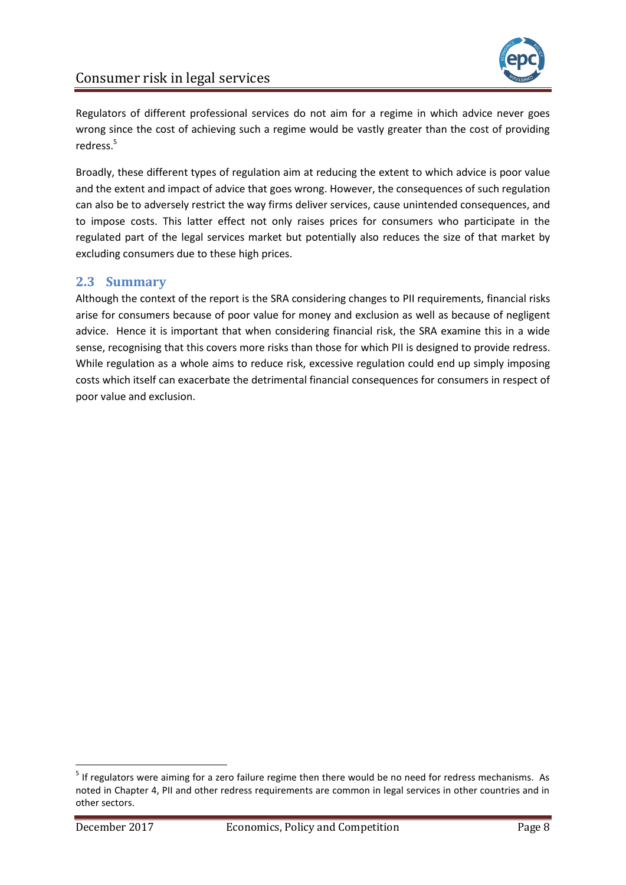Regulators of different professional services do not aim for a regime in which advice never goes wrong since the cost of achieving such a regime would be vastly greater than the cost of providing redress.[5]

Broadly, these different types of regulation aim at reducing the extent to which advice is poor value and the extent and impact of advice that goes wrong. However, the consequences of such regulation can also be to adversely restrict the way firms deliver services, cause unintended consequences, and to impose costs. This latter effect not only raises prices for consumers who participate in the regulated part of the legal services market but potentially also reduces the size of that market by excluding consumers due to these high prices.

## 2.3 Summary

Although the context of the report is the SRA considering changes to PII requirements, financial risks arise for consumers because of poor value for money and exclusion as well as because of negligent advice. Hence it is important that when considering financial risk, the SRA examine this in a wide sense, recognising that this covers more risks than those for which PII is designed to provide redress. While regulation as a whole aims to reduce risk, excessive regulation could end up simply imposing costs which itself can exacerbate the detrimental financial consequences for consumers in respect of poor value and exclusion.

---

[5] If regulators were aiming for a zero failure regime then there would be no need for redress mechanisms. As noted in Chapter 4, PII and other redress requirements are common in legal services in other countries and in other sectors.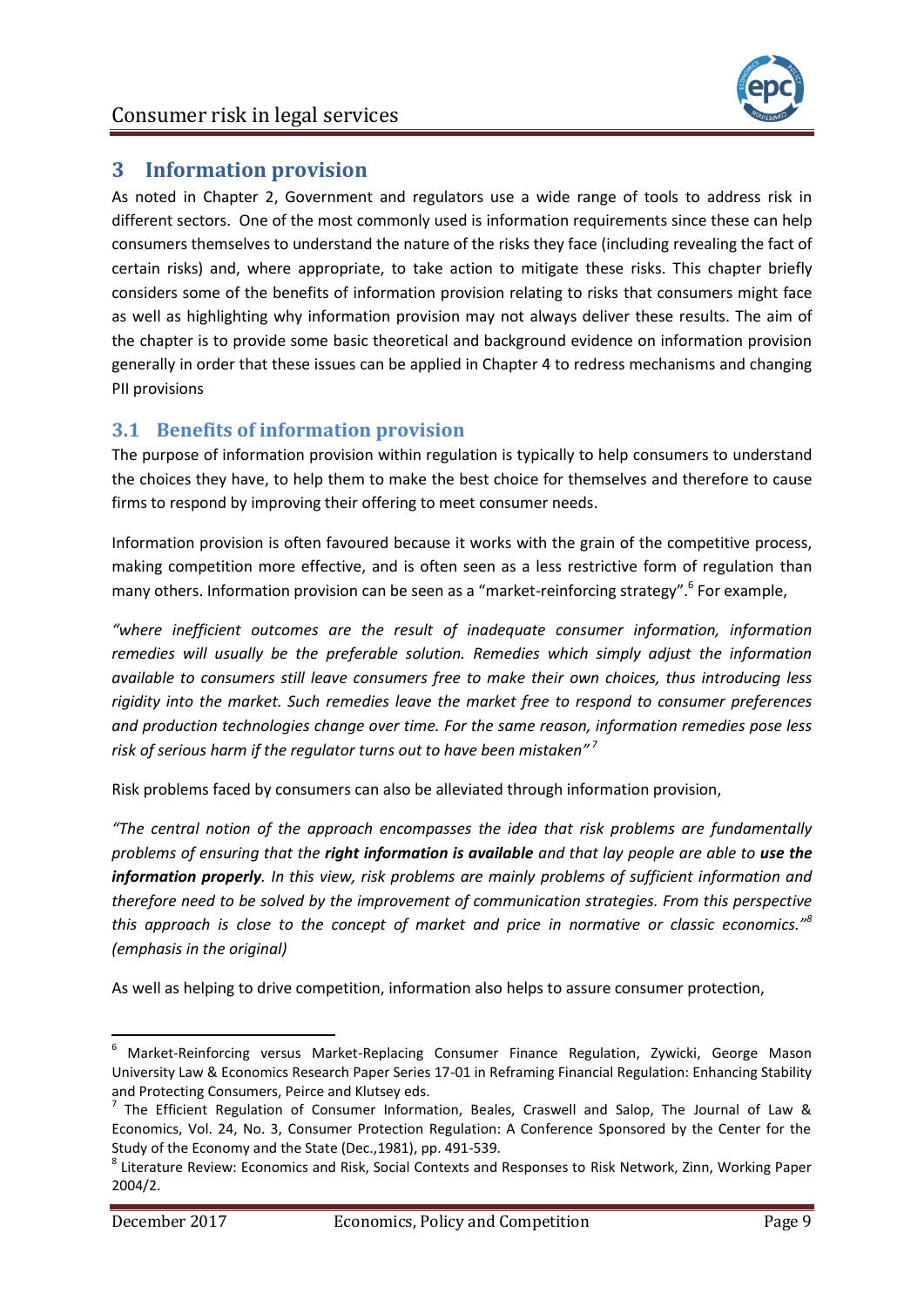## 3 Information provision

As noted in Chapter 2, Government and regulators use a wide range of tools to address risk in different sectors. One of the most commonly used is information requirements since these can help consumers themselves to understand the nature of the risks they face (including revealing the fact of certain risks) and, where appropriate, to take action to mitigate these risks. This chapter briefly considers some of the benefits of information provision relating to risks that consumers might face as well as highlighting why information provision may not always deliver these results. The aim of the chapter is to provide some basic theoretical and background evidence on information provision generally in order that these issues can be applied in Chapter 4 to redress mechanisms and changing PII provisions

### 3.1 Benefits of information provision

The purpose of information provision within regulation is typically to help consumers to understand the choices they have, to help them to make the best choice for themselves and therefore to cause firms to respond by improving their offering to meet consumer needs.

Information provision is often favoured because it works with the grain of the competitive process, making competition more effective, and is often seen as a less restrictive form of regulation than many others. Information provision can be seen as a "market-reinforcing strategy".[6] For example,

*"where inefficient outcomes are the result of inadequate consumer information, information remedies will usually be the preferable solution. Remedies which simply adjust the information available to consumers still leave consumers free to make their own choices, thus introducing less rigidity into the market. Such remedies leave the market free to respond to consumer preferences and production technologies change over time. For the same reason, information remedies pose less risk of serious harm if the regulator turns out to have been mistaken"*[7]

Risk problems faced by consumers can also be alleviated through information provision,

*"The central notion of the approach encompasses the idea that risk problems are fundamentally problems of ensuring that the **right information is available** and that lay people are able to **use the information properly**. In this view, risk problems are mainly problems of sufficient information and therefore need to be solved by the improvement of communication strategies. From this perspective this approach is close to the concept of market and price in normative or classic economics."*[8] *(emphasis in the original)*

As well as helping to drive competition, information also helps to assure consumer protection,

---

[6] Market-Reinforcing versus Market-Replacing Consumer Finance Regulation, Zywicki, George Mason University Law & Economics Research Paper Series 17-01 in Reframing Financial Regulation: Enhancing Stability and Protecting Consumers, Peirce and Klutsey eds.

[7] The Efficient Regulation of Consumer Information, Beales, Craswell and Salop, The Journal of Law & Economics, Vol. 24, No. 3, Consumer Protection Regulation: A Conference Sponsored by the Center for the Study of the Economy and the State (Dec.,1981), pp. 491-539.

[8] Literature Review: Economics and Risk, Social Contexts and Responses to Risk Network, Zinn, Working Paper 2004/2.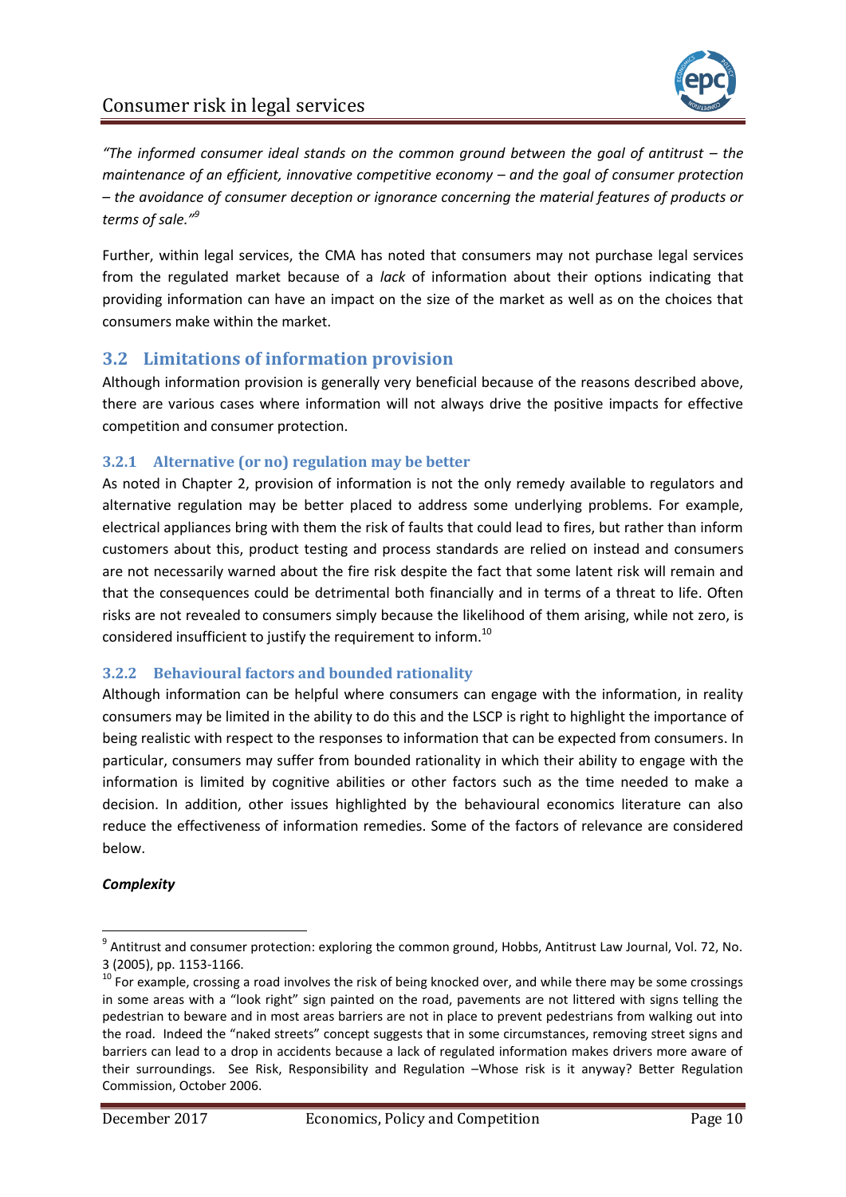*"The informed consumer ideal stands on the common ground between the goal of antitrust – the maintenance of an efficient, innovative competitive economy – and the goal of consumer protection – the avoidance of consumer deception or ignorance concerning the material features of products or terms of sale."*[9]

Further, within legal services, the CMA has noted that consumers may not purchase legal services from the regulated market because of a *lack* of information about their options indicating that providing information can have an impact on the size of the market as well as on the choices that consumers make within the market.

## 3.2 Limitations of information provision

Although information provision is generally very beneficial because of the reasons described above, there are various cases where information will not always drive the positive impacts for effective competition and consumer protection.

### 3.2.1 Alternative (or no) regulation may be better

As noted in Chapter 2, provision of information is not the only remedy available to regulators and alternative regulation may be better placed to address some underlying problems. For example, electrical appliances bring with them the risk of faults that could lead to fires, but rather than inform customers about this, product testing and process standards are relied on instead and consumers are not necessarily warned about the fire risk despite the fact that some latent risk will remain and that the consequences could be detrimental both financially and in terms of a threat to life. Often risks are not revealed to consumers simply because the likelihood of them arising, while not zero, is considered insufficient to justify the requirement to inform.[10]

### 3.2.2 Behavioural factors and bounded rationality

Although information can be helpful where consumers can engage with the information, in reality consumers may be limited in the ability to do this and the LSCP is right to highlight the importance of being realistic with respect to the responses to information that can be expected from consumers. In particular, consumers may suffer from bounded rationality in which their ability to engage with the information is limited by cognitive abilities or other factors such as the time needed to make a decision. In addition, other issues highlighted by the behavioural economics literature can also reduce the effectiveness of information remedies. Some of the factors of relevance are considered below.

***Complexity***

---

[9] Antitrust and consumer protection: exploring the common ground, Hobbs, Antitrust Law Journal, Vol. 72, No. 3 (2005), pp. 1153-1166.

[10] For example, crossing a road involves the risk of being knocked over, and while there may be some crossings in some areas with a "look right" sign painted on the road, pavements are not littered with signs telling the pedestrian to beware and in most areas barriers are not in place to prevent pedestrians from walking out into the road. Indeed the "naked streets" concept suggests that in some circumstances, removing street signs and barriers can lead to a drop in accidents because a lack of regulated information makes drivers more aware of their surroundings. See Risk, Responsibility and Regulation –Whose risk is it anyway? Better Regulation Commission, October 2006.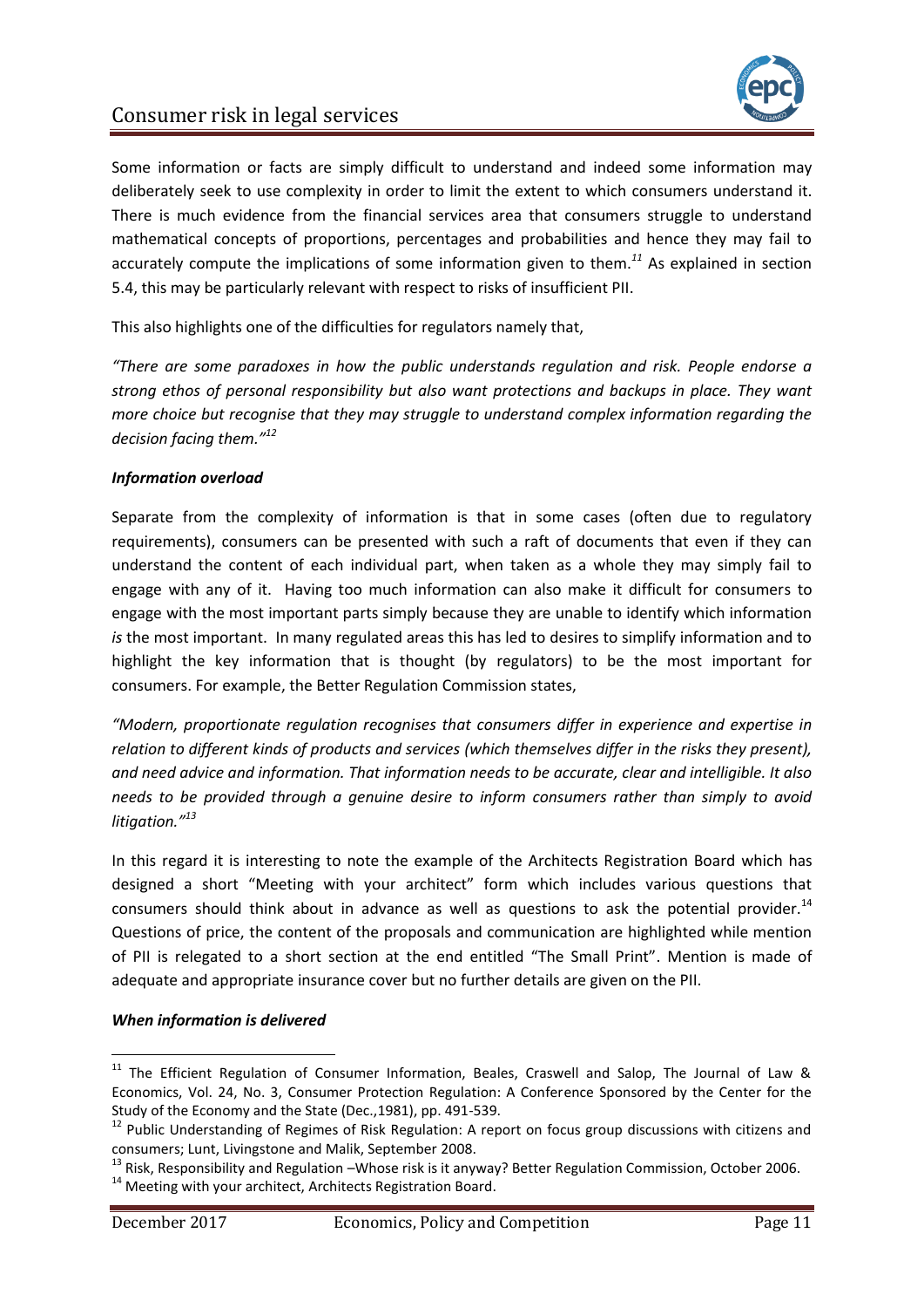Some information or facts are simply difficult to understand and indeed some information may deliberately seek to use complexity in order to limit the extent to which consumers understand it. There is much evidence from the financial services area that consumers struggle to understand mathematical concepts of proportions, percentages and probabilities and hence they may fail to accurately compute the implications of some information given to them.[11] As explained in section 5.4, this may be particularly relevant with respect to risks of insufficient PII.

This also highlights one of the difficulties for regulators namely that,

*"There are some paradoxes in how the public understands regulation and risk. People endorse a strong ethos of personal responsibility but also want protections and backups in place. They want more choice but recognise that they may struggle to understand complex information regarding the decision facing them."*[12]

***Information overload***

Separate from the complexity of information is that in some cases (often due to regulatory requirements), consumers can be presented with such a raft of documents that even if they can understand the content of each individual part, when taken as a whole they may simply fail to engage with any of it. Having too much information can also make it difficult for consumers to engage with the most important parts simply because they are unable to identify which information *is* the most important. In many regulated areas this has led to desires to simplify information and to highlight the key information that is thought (by regulators) to be the most important for consumers. For example, the Better Regulation Commission states,

*"Modern, proportionate regulation recognises that consumers differ in experience and expertise in relation to different kinds of products and services (which themselves differ in the risks they present), and need advice and information. That information needs to be accurate, clear and intelligible. It also needs to be provided through a genuine desire to inform consumers rather than simply to avoid litigation."*[13]

In this regard it is interesting to note the example of the Architects Registration Board which has designed a short "Meeting with your architect" form which includes various questions that consumers should think about in advance as well as questions to ask the potential provider.[14] Questions of price, the content of the proposals and communication are highlighted while mention of PII is relegated to a short section at the end entitled "The Small Print". Mention is made of adequate and appropriate insurance cover but no further details are given on the PII.

***When information is delivered***

---

[11] The Efficient Regulation of Consumer Information, Beales, Craswell and Salop, The Journal of Law & Economics, Vol. 24, No. 3, Consumer Protection Regulation: A Conference Sponsored by the Center for the Study of the Economy and the State (Dec.,1981), pp. 491-539.

[12] Public Understanding of Regimes of Risk Regulation: A report on focus group discussions with citizens and consumers; Lunt, Livingstone and Malik, September 2008.

[13] Risk, Responsibility and Regulation –Whose risk is it anyway? Better Regulation Commission, October 2006.

[14] Meeting with your architect, Architects Registration Board.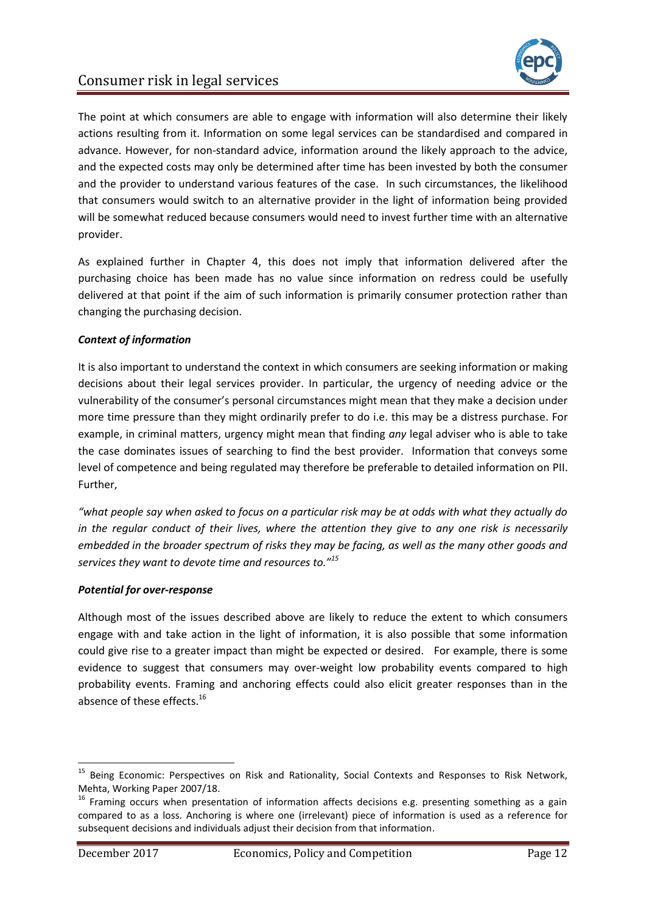The point at which consumers are able to engage with information will also determine their likely actions resulting from it. Information on some legal services can be standardised and compared in advance. However, for non-standard advice, information around the likely approach to the advice, and the expected costs may only be determined after time has been invested by both the consumer and the provider to understand various features of the case. In such circumstances, the likelihood that consumers would switch to an alternative provider in the light of information being provided will be somewhat reduced because consumers would need to invest further time with an alternative provider.

As explained further in Chapter 4, this does not imply that information delivered after the purchasing choice has been made has no value since information on redress could be usefully delivered at that point if the aim of such information is primarily consumer protection rather than changing the purchasing decision.

***Context of information***

It is also important to understand the context in which consumers are seeking information or making decisions about their legal services provider. In particular, the urgency of needing advice or the vulnerability of the consumer's personal circumstances might mean that they make a decision under more time pressure than they might ordinarily prefer to do i.e. this may be a distress purchase. For example, in criminal matters, urgency might mean that finding *any* legal adviser who is able to take the case dominates issues of searching to find the best provider. Information that conveys some level of competence and being regulated may therefore be preferable to detailed information on PII. Further,

*"what people say when asked to focus on a particular risk may be at odds with what they actually do in the regular conduct of their lives, where the attention they give to any one risk is necessarily embedded in the broader spectrum of risks they may be facing, as well as the many other goods and services they want to devote time and resources to."*[15]

***Potential for over-response***

Although most of the issues described above are likely to reduce the extent to which consumers engage with and take action in the light of information, it is also possible that some information could give rise to a greater impact than might be expected or desired. For example, there is some evidence to suggest that consumers may over-weight low probability events compared to high probability events. Framing and anchoring effects could also elicit greater responses than in the absence of these effects.[16]

---

[15] Being Economic: Perspectives on Risk and Rationality, Social Contexts and Responses to Risk Network, Mehta, Working Paper 2007/18.

[16] Framing occurs when presentation of information affects decisions e.g. presenting something as a gain compared to as a loss. Anchoring is where one (irrelevant) piece of information is used as a reference for subsequent decisions and individuals adjust their decision from that information.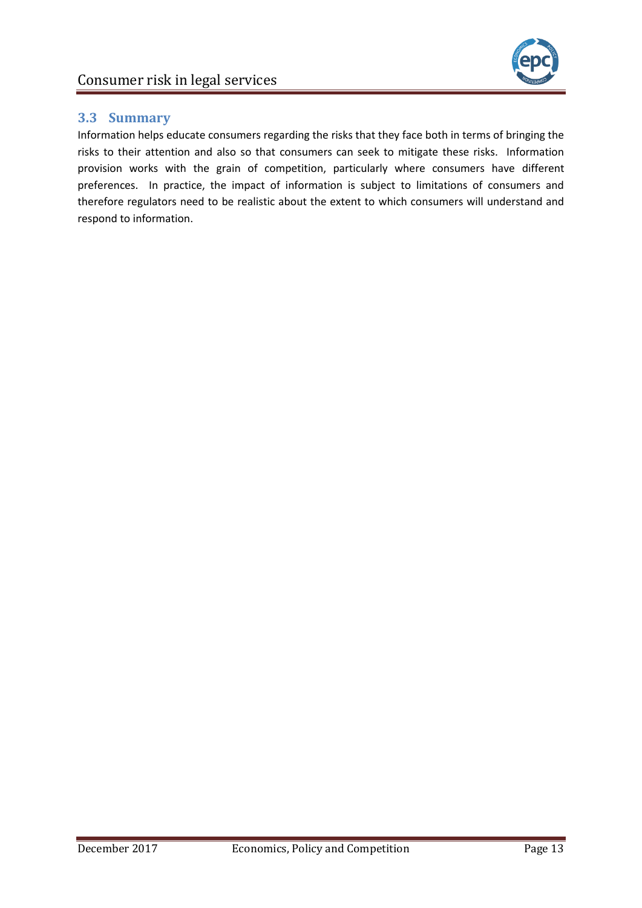### 3.3 Summary

Information helps educate consumers regarding the risks that they face both in terms of bringing the risks to their attention and also so that consumers can seek to mitigate these risks. Information provision works with the grain of competition, particularly where consumers have different preferences. In practice, the impact of information is subject to limitations of consumers and therefore regulators need to be realistic about the extent to which consumers will understand and respond to information.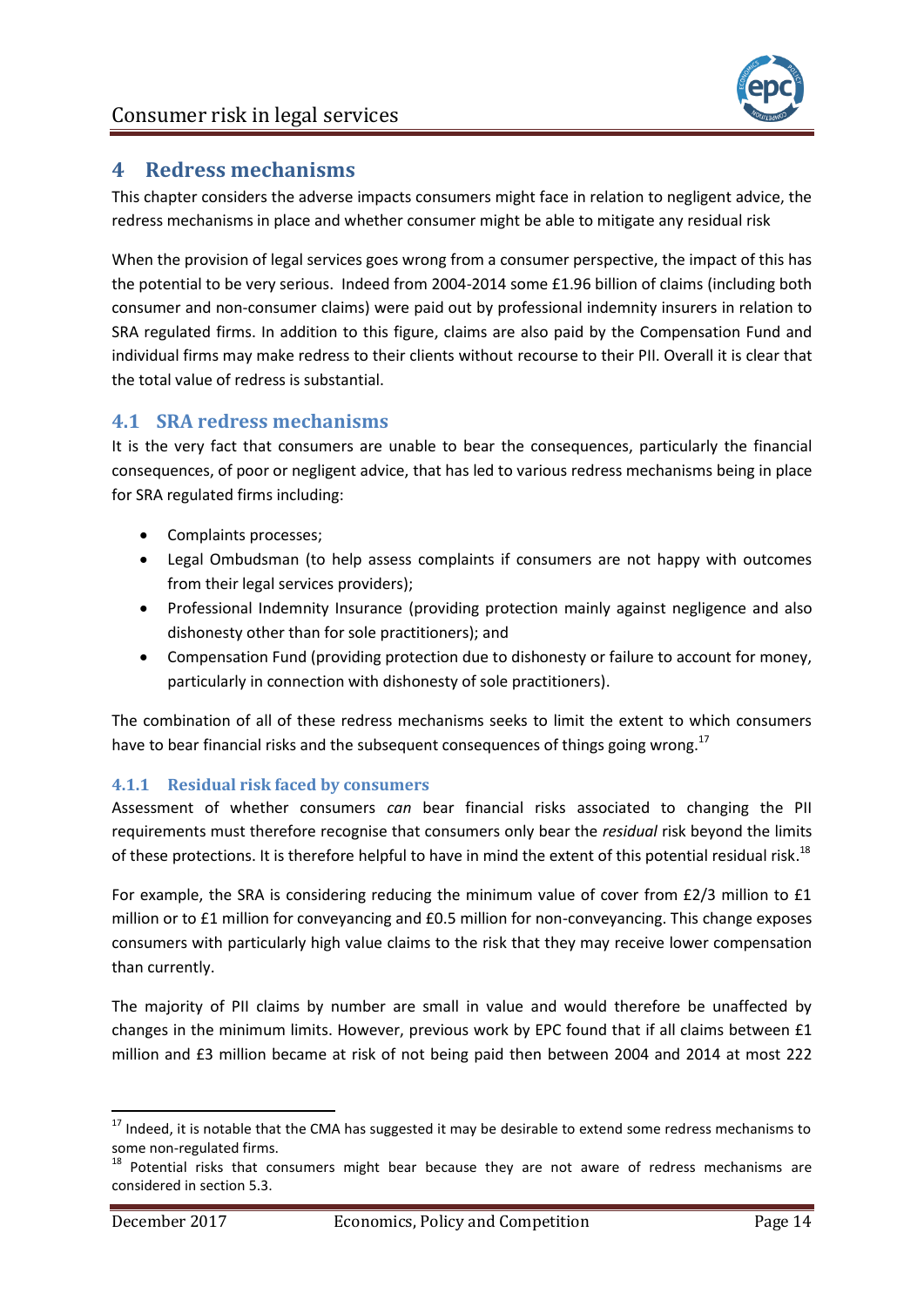# 4 Redress mechanisms

This chapter considers the adverse impacts consumers might face in relation to negligent advice, the redress mechanisms in place and whether consumer might be able to mitigate any residual risk

When the provision of legal services goes wrong from a consumer perspective, the impact of this has the potential to be very serious. Indeed from 2004-2014 some £1.96 billion of claims (including both consumer and non-consumer claims) were paid out by professional indemnity insurers in relation to SRA regulated firms. In addition to this figure, claims are also paid by the Compensation Fund and individual firms may make redress to their clients without recourse to their PII. Overall it is clear that the total value of redress is substantial.

## 4.1 SRA redress mechanisms

It is the very fact that consumers are unable to bear the consequences, particularly the financial consequences, of poor or negligent advice, that has led to various redress mechanisms being in place for SRA regulated firms including:

- Complaints processes;
- Legal Ombudsman (to help assess complaints if consumers are not happy with outcomes from their legal services providers);
- Professional Indemnity Insurance (providing protection mainly against negligence and also dishonesty other than for sole practitioners); and
- Compensation Fund (providing protection due to dishonesty or failure to account for money, particularly in connection with dishonesty of sole practitioners).

The combination of all of these redress mechanisms seeks to limit the extent to which consumers have to bear financial risks and the subsequent consequences of things going wrong.[17]

### 4.1.1 Residual risk faced by consumers

Assessment of whether consumers *can* bear financial risks associated to changing the PII requirements must therefore recognise that consumers only bear the *residual* risk beyond the limits of these protections. It is therefore helpful to have in mind the extent of this potential residual risk.[18]

For example, the SRA is considering reducing the minimum value of cover from £2/3 million to £1 million or to £1 million for conveyancing and £0.5 million for non-conveyancing. This change exposes consumers with particularly high value claims to the risk that they may receive lower compensation than currently.

The majority of PII claims by number are small in value and would therefore be unaffected by changes in the minimum limits. However, previous work by EPC found that if all claims between £1 million and £3 million became at risk of not being paid then between 2004 and 2014 at most 222

[17] Indeed, it is notable that the CMA has suggested it may be desirable to extend some redress mechanisms to some non-regulated firms.

[18] Potential risks that consumers might bear because they are not aware of redress mechanisms are considered in section 5.3.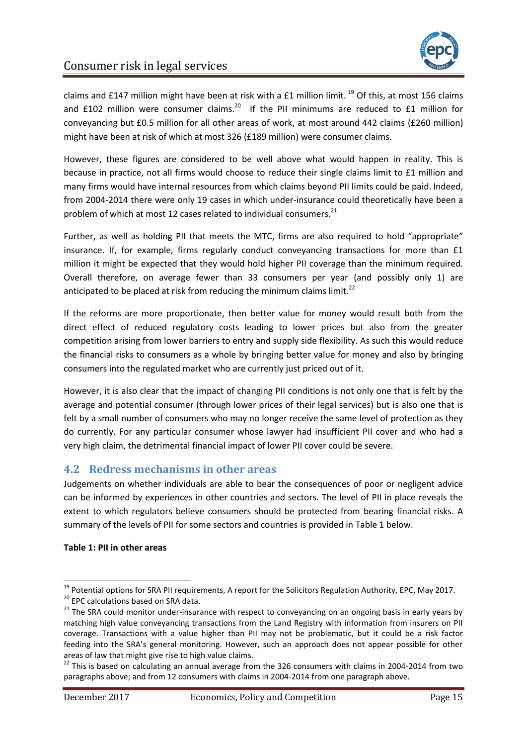claims and £147 million might have been at risk with a £1 million limit.[19] Of this, at most 156 claims and £102 million were consumer claims.[20] If the PII minimums are reduced to £1 million for conveyancing but £0.5 million for all other areas of work, at most around 442 claims (£260 million) might have been at risk of which at most 326 (£189 million) were consumer claims.

However, these figures are considered to be well above what would happen in reality. This is because in practice, not all firms would choose to reduce their single claims limit to £1 million and many firms would have internal resources from which claims beyond PII limits could be paid. Indeed, from 2004-2014 there were only 19 cases in which under-insurance could theoretically have been a problem of which at most 12 cases related to individual consumers.[21]

Further, as well as holding PII that meets the MTC, firms are also required to hold "appropriate" insurance. If, for example, firms regularly conduct conveyancing transactions for more than £1 million it might be expected that they would hold higher PII coverage than the minimum required. Overall therefore, on average fewer than 33 consumers per year (and possibly only 1) are anticipated to be placed at risk from reducing the minimum claims limit.[22]

If the reforms are more proportionate, then better value for money would result both from the direct effect of reduced regulatory costs leading to lower prices but also from the greater competition arising from lower barriers to entry and supply side flexibility. As such this would reduce the financial risks to consumers as a whole by bringing better value for money and also by bringing consumers into the regulated market who are currently just priced out of it.

However, it is also clear that the impact of changing PII conditions is not only one that is felt by the average and potential consumer (through lower prices of their legal services) but is also one that is felt by a small number of consumers who may no longer receive the same level of protection as they do currently. For any particular consumer whose lawyer had insufficient PII cover and who had a very high claim, the detrimental financial impact of lower PII cover could be severe.

## 4.2 Redress mechanisms in other areas

Judgements on whether individuals are able to bear the consequences of poor or negligent advice can be informed by experiences in other countries and sectors. The level of PII in place reveals the extent to which regulators believe consumers should be protected from bearing financial risks. A summary of the levels of PII for some sectors and countries is provided in Table 1 below.

**Table 1: PII in other areas**

---

[19] Potential options for SRA PII requirements, A report for the Solicitors Regulation Authority, EPC, May 2017.

[20] EPC calculations based on SRA data.

[21] The SRA could monitor under-insurance with respect to conveyancing on an ongoing basis in early years by matching high value conveyancing transactions from the Land Registry with information from insurers on PII coverage. Transactions with a value higher than PII may not be problematic, but it could be a risk factor feeding into the SRA's general monitoring. However, such an approach does not appear possible for other areas of law that might give rise to high value claims.

[22] This is based on calculating an annual average from the 326 consumers with claims in 2004-2014 from two paragraphs above; and from 12 consumers with claims in 2004-2014 from one paragraph above.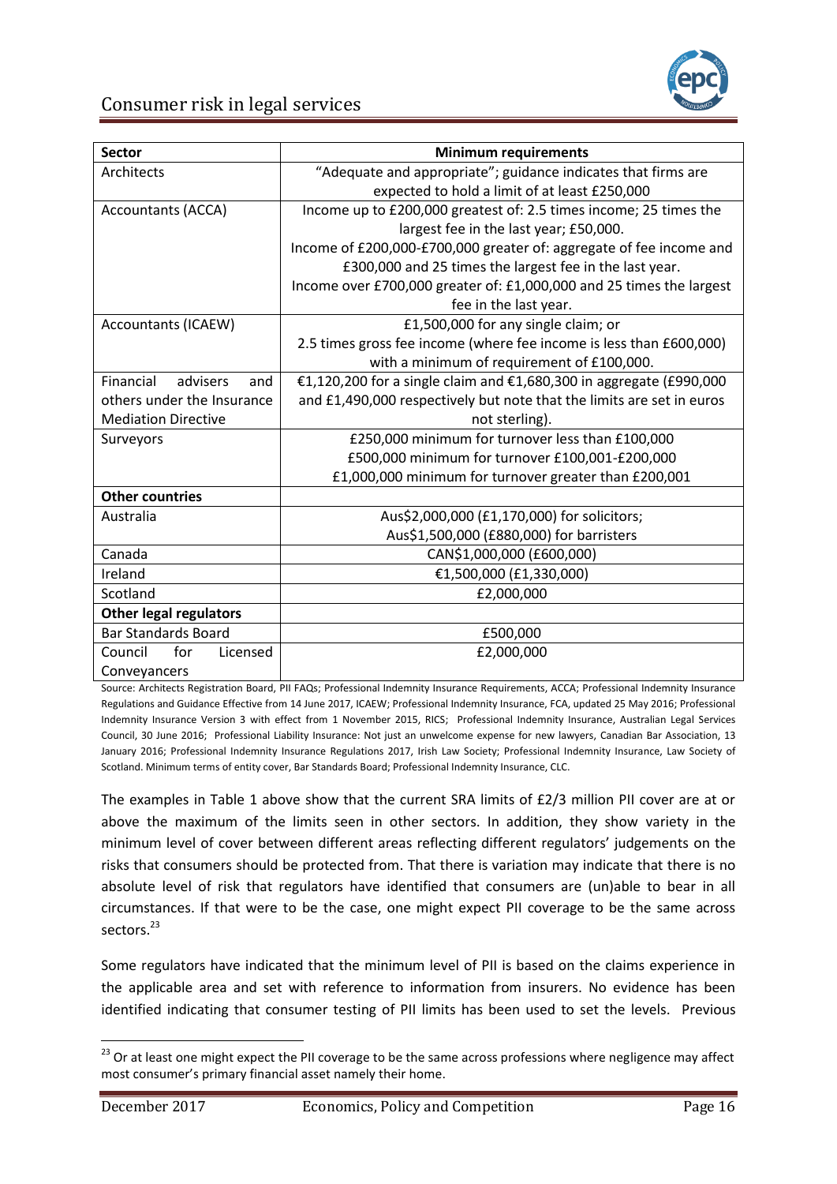| Sector | Minimum requirements |
|---|---|
| Architects | "Adequate and appropriate"; guidance indicates that firms are expected to hold a limit of at least £250,000 |
| Accountants (ACCA) | Income up to £200,000 greatest of: 2.5 times income; 25 times the largest fee in the last year; £50,000. Income of £200,000-£700,000 greater of: aggregate of fee income and £300,000 and 25 times the largest fee in the last year. Income over £700,000 greater of: £1,000,000 and 25 times the largest fee in the last year. |
| Accountants (ICAEW) | £1,500,000 for any single claim; or 2.5 times gross fee income (where fee income is less than £600,000) with a minimum of requirement of £100,000. |
| Financial advisers and others under the Insurance Mediation Directive | €1,120,200 for a single claim and €1,680,300 in aggregate (£990,000 and £1,490,000 respectively but note that the limits are set in euros not sterling). |
| Surveyors | £250,000 minimum for turnover less than £100,000<br>£500,000 minimum for turnover £100,001-£200,000<br>£1,000,000 minimum for turnover greater than £200,001 |
| **Other countries** | |
| Australia | Aus$2,000,000 (£1,170,000) for solicitors; Aus$1,500,000 (£880,000) for barristers |
| Canada | CAN$1,000,000 (£600,000) |
| Ireland | €1,500,000 (£1,330,000) |
| Scotland | £2,000,000 |
| **Other legal regulators** | |
| Bar Standards Board | £500,000 |
| Council for Licensed Conveyancers | £2,000,000 |

Source: Architects Registration Board, PII FAQs; Professional Indemnity Insurance Requirements, ACCA; Professional Indemnity Insurance Regulations and Guidance Effective from 14 June 2017, ICAEW; Professional Indemnity Insurance, FCA, updated 25 May 2016; Professional Indemnity Insurance Version 3 with effect from 1 November 2015, RICS; Professional Indemnity Insurance, Australian Legal Services Council, 30 June 2016; Professional Liability Insurance: Not just an unwelcome expense for new lawyers, Canadian Bar Association, 13 January 2016; Professional Indemnity Insurance Regulations 2017, Irish Law Society; Professional Indemnity Insurance, Law Society of Scotland. Minimum terms of entity cover, Bar Standards Board; Professional Indemnity Insurance, CLC.

The examples in Table 1 above show that the current SRA limits of £2/3 million PII cover are at or above the maximum of the limits seen in other sectors. In addition, they show variety in the minimum level of cover between different areas reflecting different regulators' judgements on the risks that consumers should be protected from. That there is variation may indicate that there is no absolute level of risk that regulators have identified that consumers are (un)able to bear in all circumstances. If that were to be the case, one might expect PII coverage to be the same across sectors.[23]

Some regulators have indicated that the minimum level of PII is based on the claims experience in the applicable area and set with reference to information from insurers. No evidence has been identified indicating that consumer testing of PII limits has been used to set the levels. Previous

[23] Or at least one might expect the PII coverage to be the same across professions where negligence may affect most consumer's primary financial asset namely their home.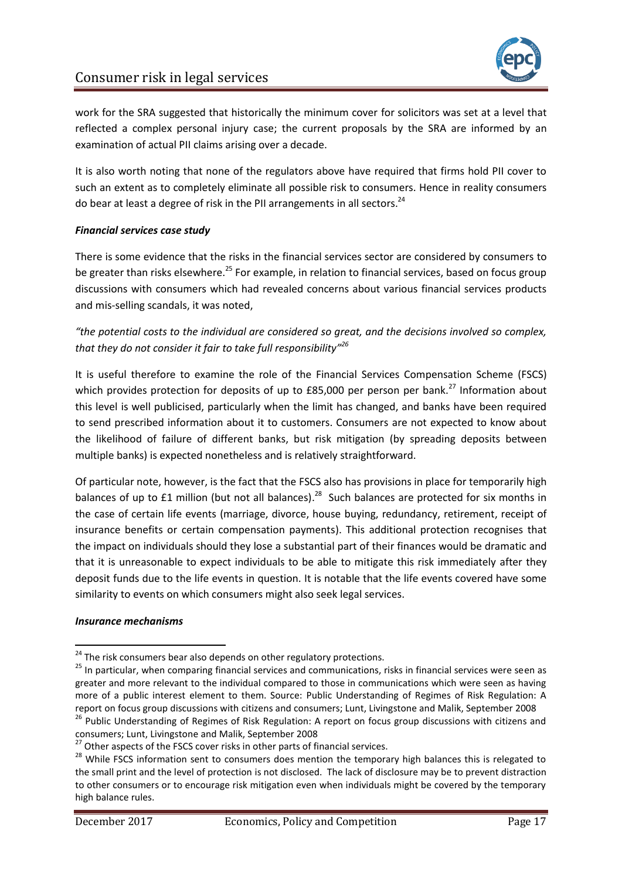work for the SRA suggested that historically the minimum cover for solicitors was set at a level that reflected a complex personal injury case; the current proposals by the SRA are informed by an examination of actual PII claims arising over a decade.

It is also worth noting that none of the regulators above have required that firms hold PII cover to such an extent as to completely eliminate all possible risk to consumers. Hence in reality consumers do bear at least a degree of risk in the PII arrangements in all sectors.[24]

***Financial services case study***

There is some evidence that the risks in the financial services sector are considered by consumers to be greater than risks elsewhere.[25] For example, in relation to financial services, based on focus group discussions with consumers which had revealed concerns about various financial services products and mis-selling scandals, it was noted,

*"the potential costs to the individual are considered so great, and the decisions involved so complex, that they do not consider it fair to take full responsibility"*[26]

It is useful therefore to examine the role of the Financial Services Compensation Scheme (FSCS) which provides protection for deposits of up to £85,000 per person per bank.[27] Information about this level is well publicised, particularly when the limit has changed, and banks have been required to send prescribed information about it to customers. Consumers are not expected to know about the likelihood of failure of different banks, but risk mitigation (by spreading deposits between multiple banks) is expected nonetheless and is relatively straightforward.

Of particular note, however, is the fact that the FSCS also has provisions in place for temporarily high balances of up to £1 million (but not all balances).[28] Such balances are protected for six months in the case of certain life events (marriage, divorce, house buying, redundancy, retirement, receipt of insurance benefits or certain compensation payments). This additional protection recognises that the impact on individuals should they lose a substantial part of their finances would be dramatic and that it is unreasonable to expect individuals to be able to mitigate this risk immediately after they deposit funds due to the life events in question. It is notable that the life events covered have some similarity to events on which consumers might also seek legal services.

***Insurance mechanisms***

---

[24] The risk consumers bear also depends on other regulatory protections.

[25] In particular, when comparing financial services and communications, risks in financial services were seen as greater and more relevant to the individual compared to those in communications which were seen as having more of a public interest element to them. Source: Public Understanding of Regimes of Risk Regulation: A report on focus group discussions with citizens and consumers; Lunt, Livingstone and Malik, September 2008

[26] Public Understanding of Regimes of Risk Regulation: A report on focus group discussions with citizens and consumers; Lunt, Livingstone and Malik, September 2008

[27] Other aspects of the FSCS cover risks in other parts of financial services.

[28] While FSCS information sent to consumers does mention the temporary high balances this is relegated to the small print and the level of protection is not disclosed. The lack of disclosure may be to prevent distraction to other consumers or to encourage risk mitigation even when individuals might be covered by the temporary high balance rules.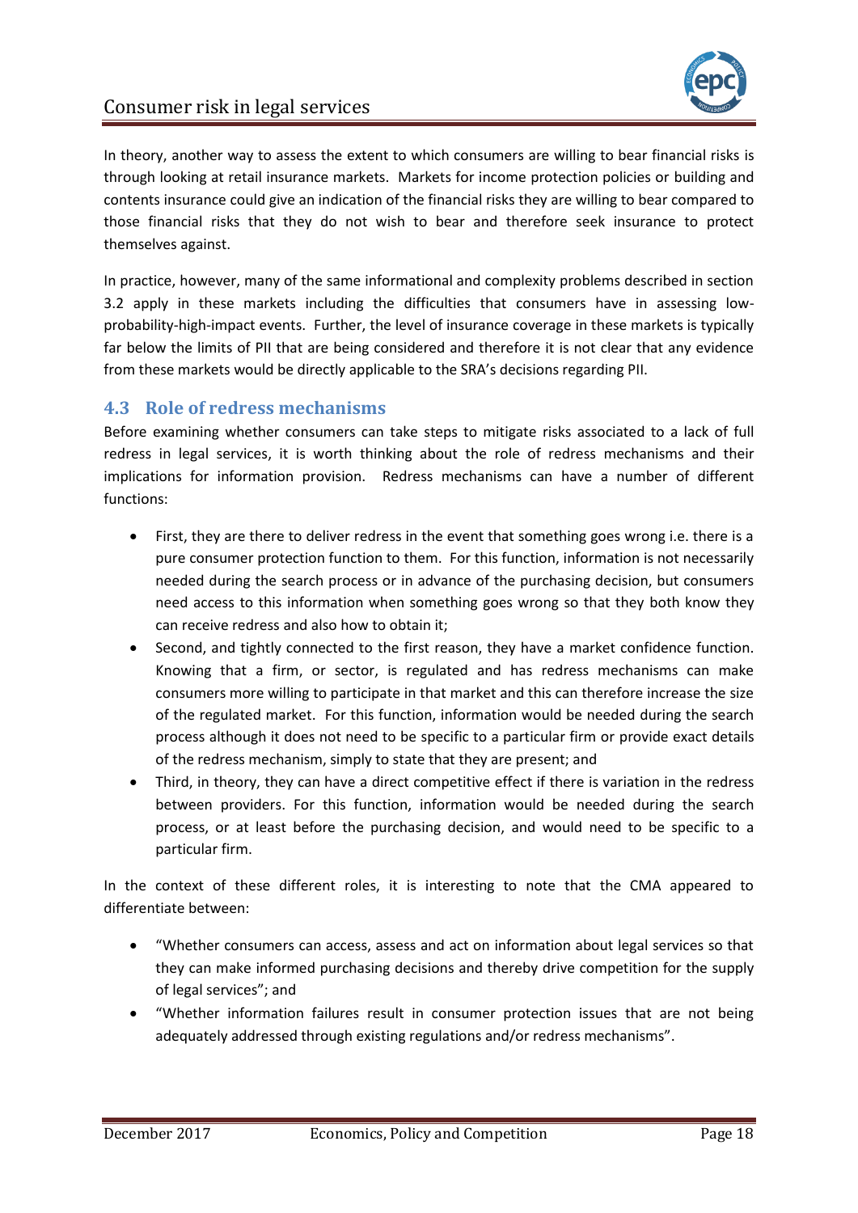In theory, another way to assess the extent to which consumers are willing to bear financial risks is through looking at retail insurance markets. Markets for income protection policies or building and contents insurance could give an indication of the financial risks they are willing to bear compared to those financial risks that they do not wish to bear and therefore seek insurance to protect themselves against.

In practice, however, many of the same informational and complexity problems described in section 3.2 apply in these markets including the difficulties that consumers have in assessing low-probability-high-impact events. Further, the level of insurance coverage in these markets is typically far below the limits of PII that are being considered and therefore it is not clear that any evidence from these markets would be directly applicable to the SRA's decisions regarding PII.

## 4.3 Role of redress mechanisms

Before examining whether consumers can take steps to mitigate risks associated to a lack of full redress in legal services, it is worth thinking about the role of redress mechanisms and their implications for information provision. Redress mechanisms can have a number of different functions:

- First, they are there to deliver redress in the event that something goes wrong i.e. there is a pure consumer protection function to them. For this function, information is not necessarily needed during the search process or in advance of the purchasing decision, but consumers need access to this information when something goes wrong so that they both know they can receive redress and also how to obtain it;
- Second, and tightly connected to the first reason, they have a market confidence function. Knowing that a firm, or sector, is regulated and has redress mechanisms can make consumers more willing to participate in that market and this can therefore increase the size of the regulated market. For this function, information would be needed during the search process although it does not need to be specific to a particular firm or provide exact details of the redress mechanism, simply to state that they are present; and
- Third, in theory, they can have a direct competitive effect if there is variation in the redress between providers. For this function, information would be needed during the search process, or at least before the purchasing decision, and would need to be specific to a particular firm.

In the context of these different roles, it is interesting to note that the CMA appeared to differentiate between:

- "Whether consumers can access, assess and act on information about legal services so that they can make informed purchasing decisions and thereby drive competition for the supply of legal services"; and
- "Whether information failures result in consumer protection issues that are not being adequately addressed through existing regulations and/or redress mechanisms".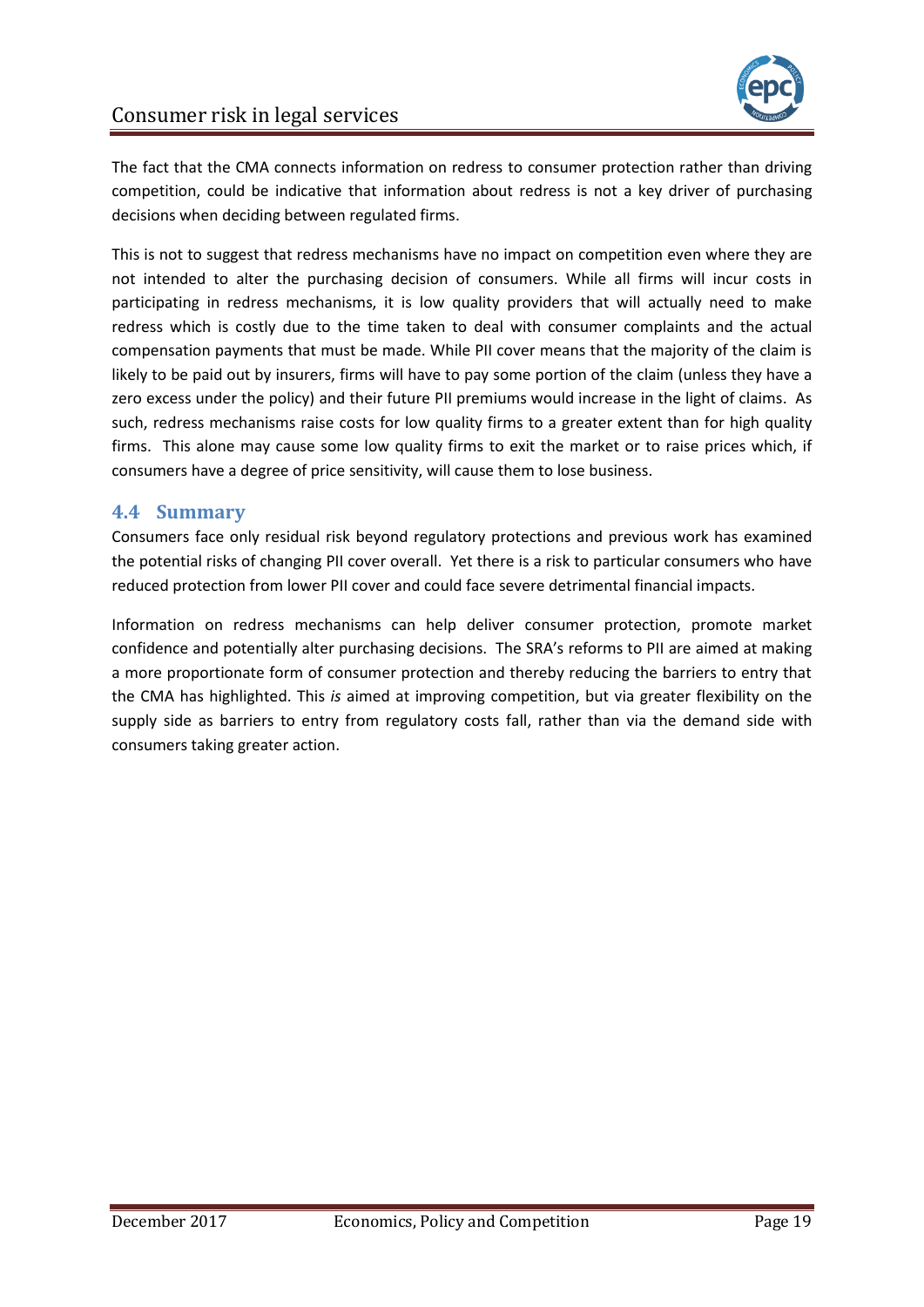The fact that the CMA connects information on redress to consumer protection rather than driving competition, could be indicative that information about redress is not a key driver of purchasing decisions when deciding between regulated firms.

This is not to suggest that redress mechanisms have no impact on competition even where they are not intended to alter the purchasing decision of consumers. While all firms will incur costs in participating in redress mechanisms, it is low quality providers that will actually need to make redress which is costly due to the time taken to deal with consumer complaints and the actual compensation payments that must be made. While PII cover means that the majority of the claim is likely to be paid out by insurers, firms will have to pay some portion of the claim (unless they have a zero excess under the policy) and their future PII premiums would increase in the light of claims. As such, redress mechanisms raise costs for low quality firms to a greater extent than for high quality firms. This alone may cause some low quality firms to exit the market or to raise prices which, if consumers have a degree of price sensitivity, will cause them to lose business.

## 4.4 Summary

Consumers face only residual risk beyond regulatory protections and previous work has examined the potential risks of changing PII cover overall. Yet there is a risk to particular consumers who have reduced protection from lower PII cover and could face severe detrimental financial impacts.

Information on redress mechanisms can help deliver consumer protection, promote market confidence and potentially alter purchasing decisions. The SRA's reforms to PII are aimed at making a more proportionate form of consumer protection and thereby reducing the barriers to entry that the CMA has highlighted. This *is* aimed at improving competition, but via greater flexibility on the supply side as barriers to entry from regulatory costs fall, rather than via the demand side with consumers taking greater action.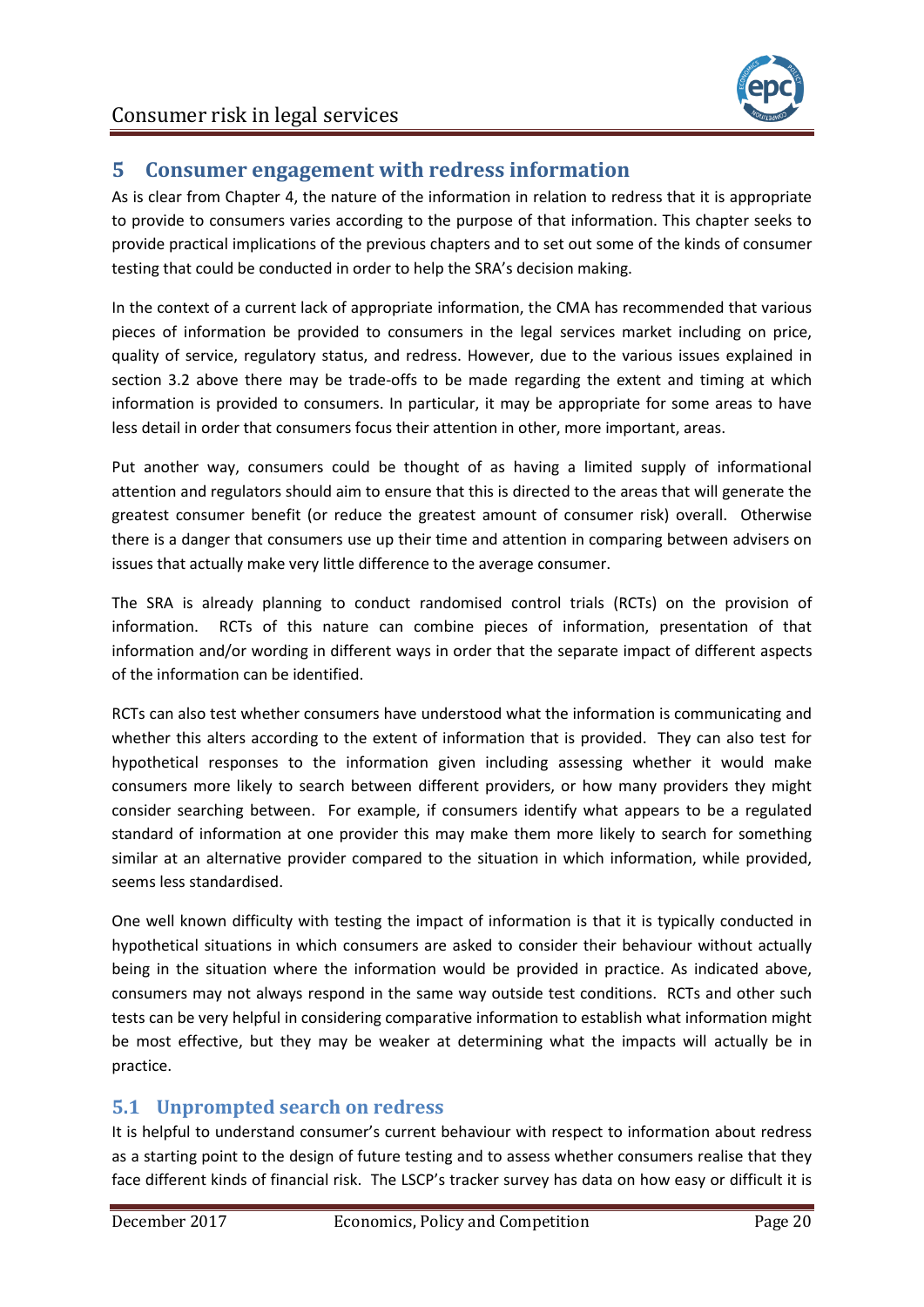## 5 Consumer engagement with redress information

As is clear from Chapter 4, the nature of the information in relation to redress that it is appropriate to provide to consumers varies according to the purpose of that information. This chapter seeks to provide practical implications of the previous chapters and to set out some of the kinds of consumer testing that could be conducted in order to help the SRA's decision making.

In the context of a current lack of appropriate information, the CMA has recommended that various pieces of information be provided to consumers in the legal services market including on price, quality of service, regulatory status, and redress. However, due to the various issues explained in section 3.2 above there may be trade-offs to be made regarding the extent and timing at which information is provided to consumers. In particular, it may be appropriate for some areas to have less detail in order that consumers focus their attention in other, more important, areas.

Put another way, consumers could be thought of as having a limited supply of informational attention and regulators should aim to ensure that this is directed to the areas that will generate the greatest consumer benefit (or reduce the greatest amount of consumer risk) overall. Otherwise there is a danger that consumers use up their time and attention in comparing between advisers on issues that actually make very little difference to the average consumer.

The SRA is already planning to conduct randomised control trials (RCTs) on the provision of information. RCTs of this nature can combine pieces of information, presentation of that information and/or wording in different ways in order that the separate impact of different aspects of the information can be identified.

RCTs can also test whether consumers have understood what the information is communicating and whether this alters according to the extent of information that is provided. They can also test for hypothetical responses to the information given including assessing whether it would make consumers more likely to search between different providers, or how many providers they might consider searching between. For example, if consumers identify what appears to be a regulated standard of information at one provider this may make them more likely to search for something similar at an alternative provider compared to the situation in which information, while provided, seems less standardised.

One well known difficulty with testing the impact of information is that it is typically conducted in hypothetical situations in which consumers are asked to consider their behaviour without actually being in the situation where the information would be provided in practice. As indicated above, consumers may not always respond in the same way outside test conditions. RCTs and other such tests can be very helpful in considering comparative information to establish what information might be most effective, but they may be weaker at determining what the impacts will actually be in practice.

### 5.1 Unprompted search on redress

It is helpful to understand consumer's current behaviour with respect to information about redress as a starting point to the design of future testing and to assess whether consumers realise that they face different kinds of financial risk. The LSCP's tracker survey has data on how easy or difficult it is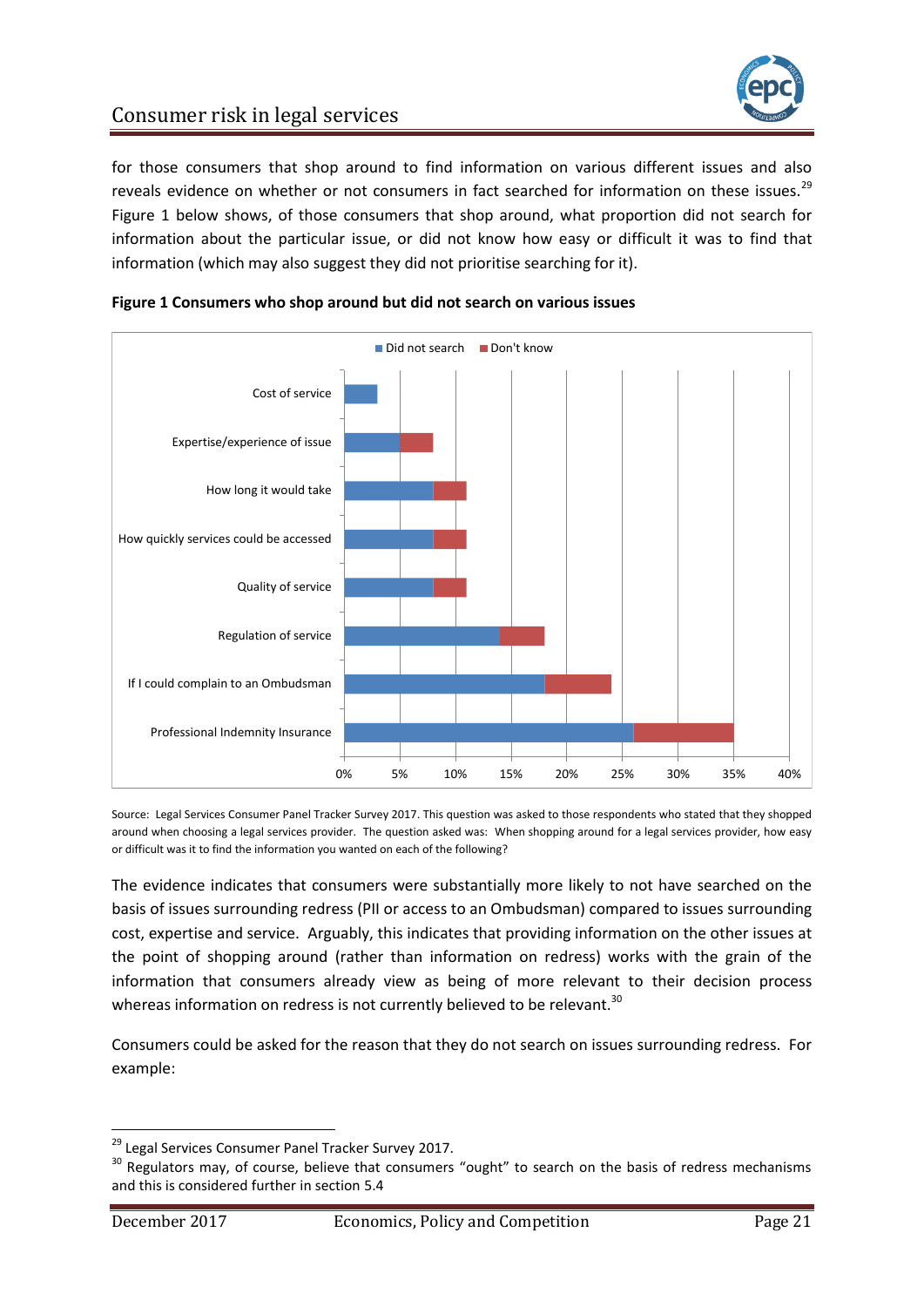for those consumers that shop around to find information on various different issues and also reveals evidence on whether or not consumers in fact searched for information on these issues.[29] Figure 1 below shows, of those consumers that shop around, what proportion did not search for information about the particular issue, or did not know how easy or difficult it was to find that information (which may also suggest they did not prioritise searching for it).

**Figure 1 Consumers who shop around but did not search on various issues**

Source: Legal Services Consumer Panel Tracker Survey 2017. This question was asked to those respondents who stated that they shopped around when choosing a legal services provider. The question asked was: When shopping around for a legal services provider, how easy or difficult was it to find the information you wanted on each of the following?

The evidence indicates that consumers were substantially more likely to not have searched on the basis of issues surrounding redress (PII or access to an Ombudsman) compared to issues surrounding cost, expertise and service. Arguably, this indicates that providing information on the other issues at the point of shopping around (rather than information on redress) works with the grain of the information that consumers already view as being of more relevant to their decision process whereas information on redress is not currently believed to be relevant.[30]

Consumers could be asked for the reason that they do not search on issues surrounding redress. For example:

[29] Legal Services Consumer Panel Tracker Survey 2017.

[30] Regulators may, of course, believe that consumers "ought" to search on the basis of redress mechanisms and this is considered further in section 5.4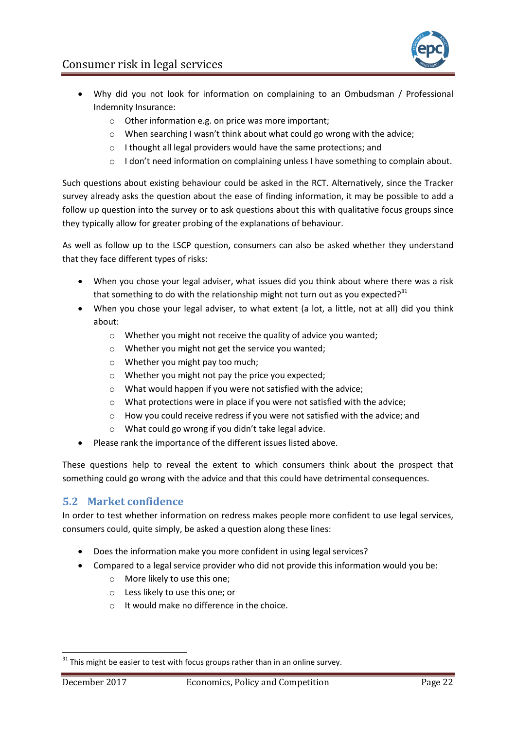- Why did you not look for information on complaining to an Ombudsman / Professional Indemnity Insurance:
  - Other information e.g. on price was more important;
  - When searching I wasn't think about what could go wrong with the advice;
  - I thought all legal providers would have the same protections; and
  - I don't need information on complaining unless I have something to complain about.

Such questions about existing behaviour could be asked in the RCT. Alternatively, since the Tracker survey already asks the question about the ease of finding information, it may be possible to add a follow up question into the survey or to ask questions about this with qualitative focus groups since they typically allow for greater probing of the explanations of behaviour.

As well as follow up to the LSCP question, consumers can also be asked whether they understand that they face different types of risks:

- When you chose your legal adviser, what issues did you think about where there was a risk that something to do with the relationship might not turn out as you expected?[31]
- When you chose your legal adviser, to what extent (a lot, a little, not at all) did you think about:
  - Whether you might not receive the quality of advice you wanted;
  - Whether you might not get the service you wanted;
  - Whether you might pay too much;
  - Whether you might not pay the price you expected;
  - What would happen if you were not satisfied with the advice;
  - What protections were in place if you were not satisfied with the advice;
  - How you could receive redress if you were not satisfied with the advice; and
  - What could go wrong if you didn't take legal advice.
- Please rank the importance of the different issues listed above.

These questions help to reveal the extent to which consumers think about the prospect that something could go wrong with the advice and that this could have detrimental consequences.

## 5.2 Market confidence

In order to test whether information on redress makes people more confident to use legal services, consumers could, quite simply, be asked a question along these lines:

- Does the information make you more confident in using legal services?
- Compared to a legal service provider who did not provide this information would you be:
  - More likely to use this one;
  - Less likely to use this one; or
  - It would make no difference in the choice.

[31] This might be easier to test with focus groups rather than in an online survey.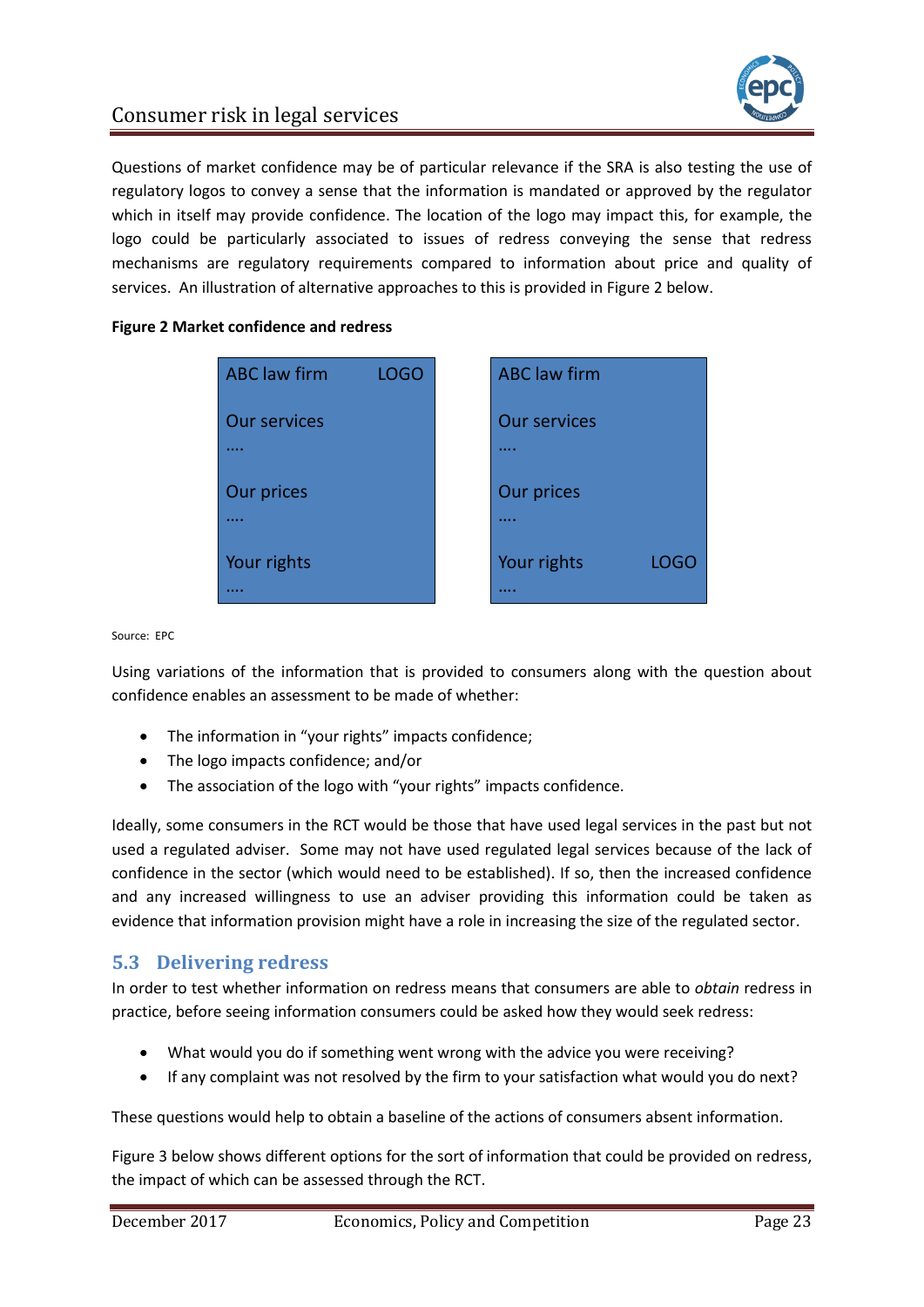Questions of market confidence may be of particular relevance if the SRA is also testing the use of regulatory logos to convey a sense that the information is mandated or approved by the regulator which in itself may provide confidence. The location of the logo may impact this, for example, the logo could be particularly associated to issues of redress conveying the sense that redress mechanisms are regulatory requirements compared to information about price and quality of services. An illustration of alternative approaches to this is provided in Figure 2 below.

**Figure 2 Market confidence and redress**

| ABC law firm | LOGO |
|---|---|
| Our services | |
| …. | |
| Our prices | |
| …. | |
| Your rights | |
| …. | |

| ABC law firm | |
|---|---|
| Our services | |
| …. | |
| Our prices | |
| …. | |
| Your rights | LOGO |
| …. | |

Source: EPC

Using variations of the information that is provided to consumers along with the question about confidence enables an assessment to be made of whether:

- The information in "your rights" impacts confidence;
- The logo impacts confidence; and/or
- The association of the logo with "your rights" impacts confidence.

Ideally, some consumers in the RCT would be those that have used legal services in the past but not used a regulated adviser. Some may not have used regulated legal services because of the lack of confidence in the sector (which would need to be established). If so, then the increased confidence and any increased willingness to use an adviser providing this information could be taken as evidence that information provision might have a role in increasing the size of the regulated sector.

## 5.3 Delivering redress

In order to test whether information on redress means that consumers are able to *obtain* redress in practice, before seeing information consumers could be asked how they would seek redress:

- What would you do if something went wrong with the advice you were receiving?
- If any complaint was not resolved by the firm to your satisfaction what would you do next?

These questions would help to obtain a baseline of the actions of consumers absent information.

Figure 3 below shows different options for the sort of information that could be provided on redress, the impact of which can be assessed through the RCT.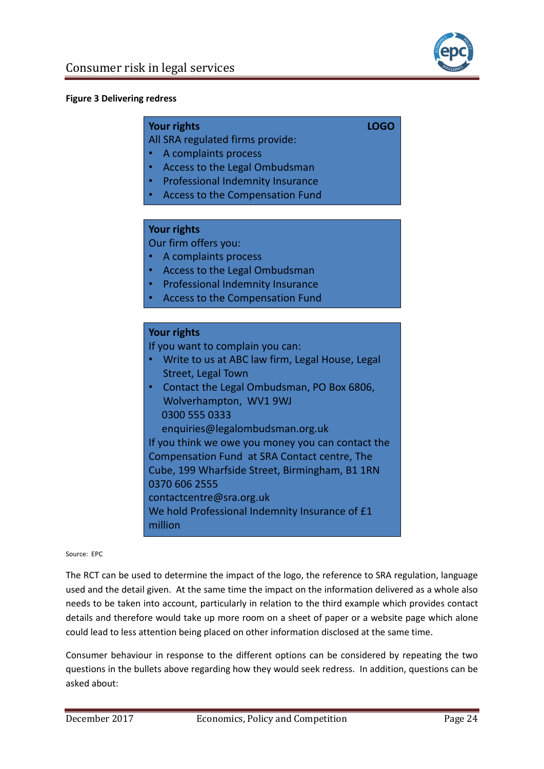**Figure 3 Delivering redress**

**Your rights** **LOGO**

All SRA regulated firms provide:

- A complaints process
- Access to the Legal Ombudsman
- Professional Indemnity Insurance
- Access to the Compensation Fund

**Your rights**

Our firm offers you:

- A complaints process
- Access to the Legal Ombudsman
- Professional Indemnity Insurance
- Access to the Compensation Fund

**Your rights**

If you want to complain you can:

- Write to us at ABC law firm, Legal House, Legal Street, Legal Town
- Contact the Legal Ombudsman, PO Box 6806, Wolverhampton, WV1 9WJ
  0300 555 0333
  enquiries@legalombudsman.org.uk

If you think we owe you money you can contact the Compensation Fund at SRA Contact centre, The Cube, 199 Wharfside Street, Birmingham, B1 1RN
0370 606 2555
contactcentre@sra.org.uk
We hold Professional Indemnity Insurance of £1 million

Source: EPC

The RCT can be used to determine the impact of the logo, the reference to SRA regulation, language used and the detail given. At the same time the impact on the information delivered as a whole also needs to be taken into account, particularly in relation to the third example which provides contact details and therefore would take up more room on a sheet of paper or a website page which alone could lead to less attention being placed on other information disclosed at the same time.

Consumer behaviour in response to the different options can be considered by repeating the two questions in the bullets above regarding how they would seek redress. In addition, questions can be asked about: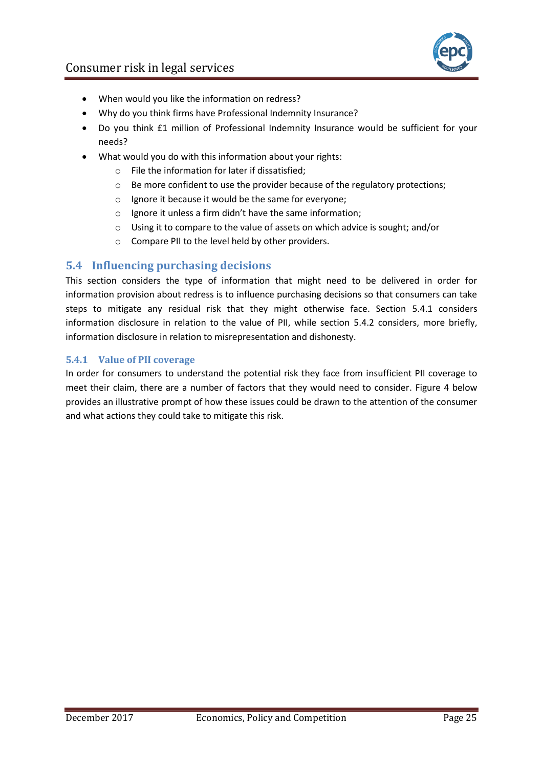- When would you like the information on redress?
- Why do you think firms have Professional Indemnity Insurance?
- Do you think £1 million of Professional Indemnity Insurance would be sufficient for your needs?
- What would you do with this information about your rights:
  - File the information for later if dissatisfied;
  - Be more confident to use the provider because of the regulatory protections;
  - Ignore it because it would be the same for everyone;
  - Ignore it unless a firm didn't have the same information;
  - Using it to compare to the value of assets on which advice is sought; and/or
  - Compare PII to the level held by other providers.

## 5.4 Influencing purchasing decisions

This section considers the type of information that might need to be delivered in order for information provision about redress is to influence purchasing decisions so that consumers can take steps to mitigate any residual risk that they might otherwise face. Section 5.4.1 considers information disclosure in relation to the value of PII, while section 5.4.2 considers, more briefly, information disclosure in relation to misrepresentation and dishonesty.

### 5.4.1 Value of PII coverage

In order for consumers to understand the potential risk they face from insufficient PII coverage to meet their claim, there are a number of factors that they would need to consider. Figure 4 below provides an illustrative prompt of how these issues could be drawn to the attention of the consumer and what actions they could take to mitigate this risk.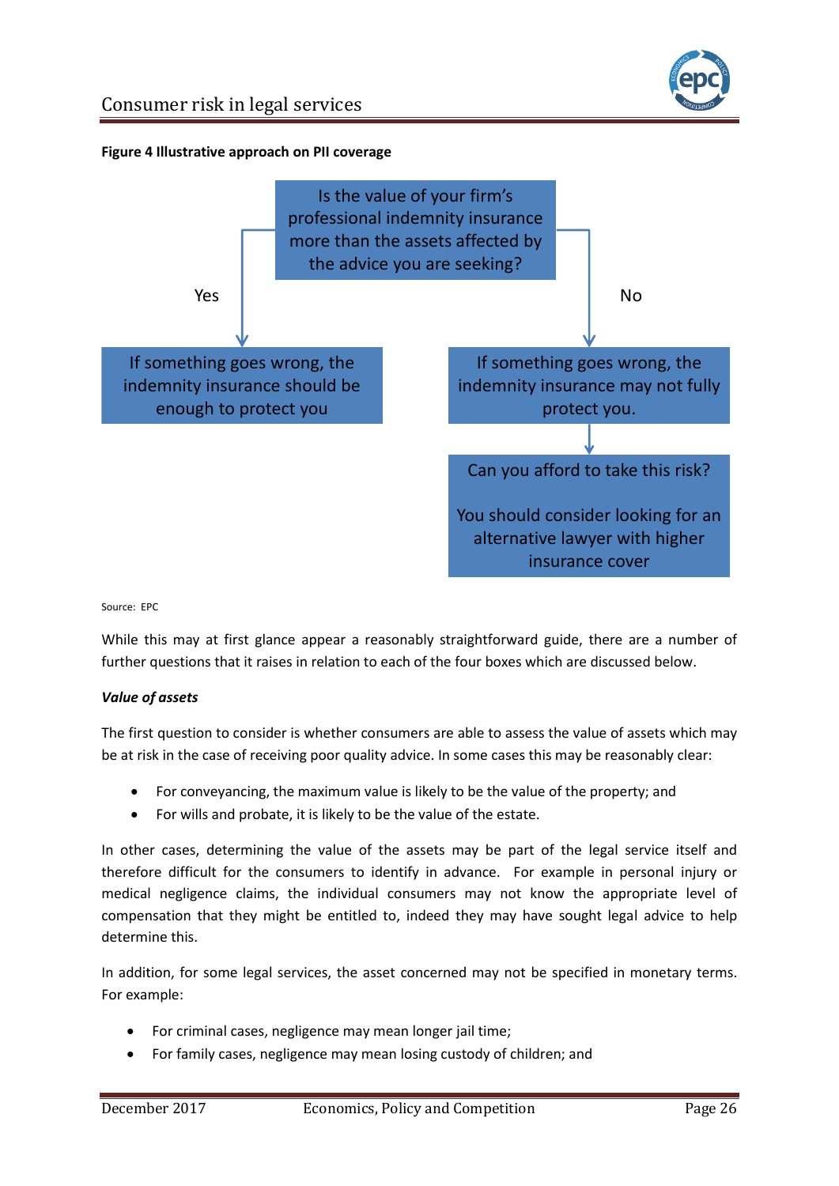**Figure 4 Illustrative approach on PII coverage**

Is the value of your firm's professional indemnity insurance more than the assets affected by the advice you are seeking?

- **Yes** → If something goes wrong, the indemnity insurance should be enough to protect you
- **No** → If something goes wrong, the indemnity insurance may not fully protect you. → Can you afford to take this risk?

  You should consider looking for an alternative lawyer with higher insurance cover

Source: EPC

While this may at first glance appear a reasonably straightforward guide, there are a number of further questions that it raises in relation to each of the four boxes which are discussed below.

***Value of assets***

The first question to consider is whether consumers are able to assess the value of assets which may be at risk in the case of receiving poor quality advice. In some cases this may be reasonably clear:

- For conveyancing, the maximum value is likely to be the value of the property; and
- For wills and probate, it is likely to be the value of the estate.

In other cases, determining the value of the assets may be part of the legal service itself and therefore difficult for the consumers to identify in advance. For example in personal injury or medical negligence claims, the individual consumers may not know the appropriate level of compensation that they might be entitled to, indeed they may have sought legal advice to help determine this.

In addition, for some legal services, the asset concerned may not be specified in monetary terms. For example:

- For criminal cases, negligence may mean longer jail time;
- For family cases, negligence may mean losing custody of children; and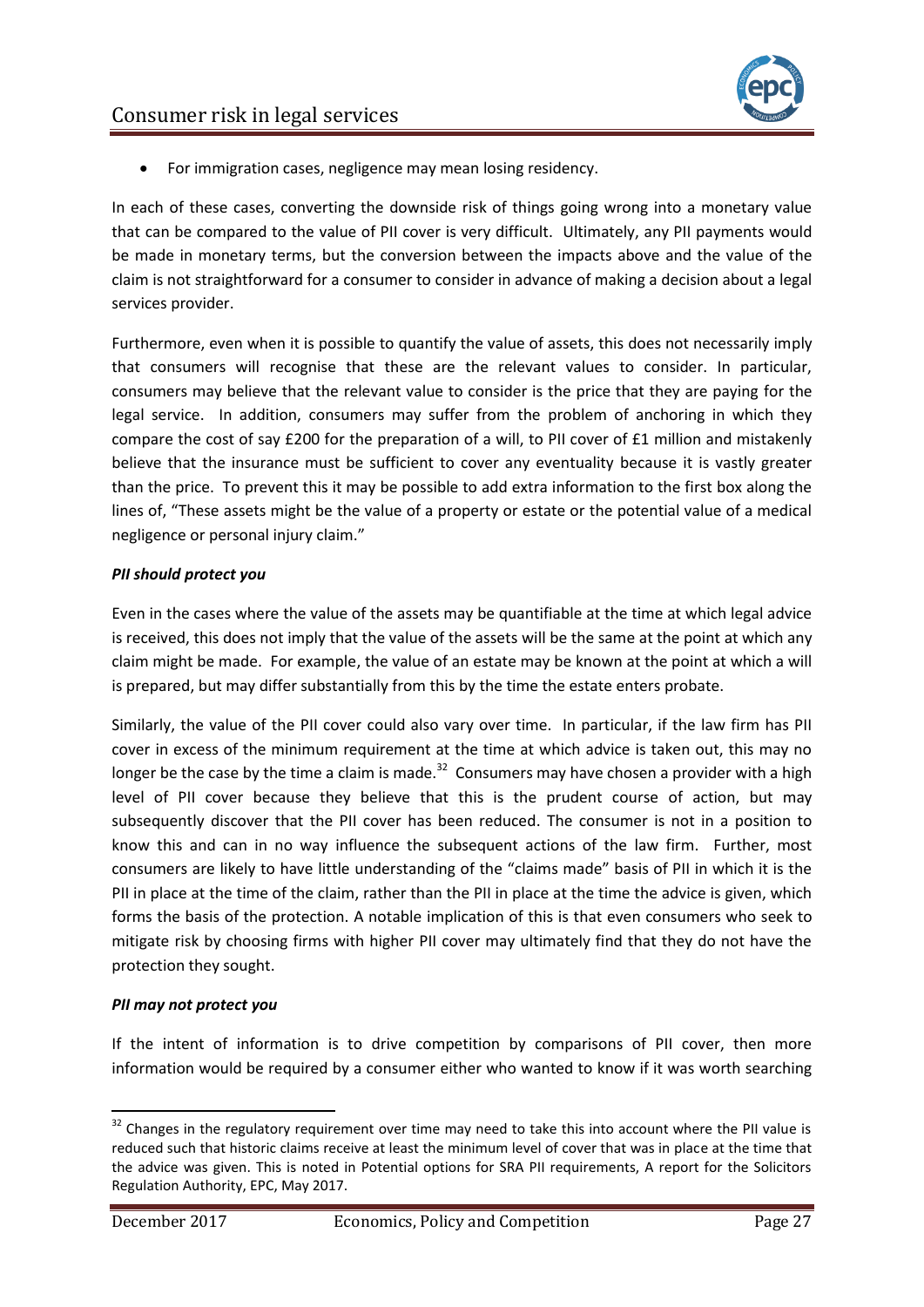- For immigration cases, negligence may mean losing residency.

In each of these cases, converting the downside risk of things going wrong into a monetary value that can be compared to the value of PII cover is very difficult. Ultimately, any PII payments would be made in monetary terms, but the conversion between the impacts above and the value of the claim is not straightforward for a consumer to consider in advance of making a decision about a legal services provider.

Furthermore, even when it is possible to quantify the value of assets, this does not necessarily imply that consumers will recognise that these are the relevant values to consider. In particular, consumers may believe that the relevant value to consider is the price that they are paying for the legal service. In addition, consumers may suffer from the problem of anchoring in which they compare the cost of say £200 for the preparation of a will, to PII cover of £1 million and mistakenly believe that the insurance must be sufficient to cover any eventuality because it is vastly greater than the price. To prevent this it may be possible to add extra information to the first box along the lines of, "These assets might be the value of a property or estate or the potential value of a medical negligence or personal injury claim."

***PII should protect you***

Even in the cases where the value of the assets may be quantifiable at the time at which legal advice is received, this does not imply that the value of the assets will be the same at the point at which any claim might be made. For example, the value of an estate may be known at the point at which a will is prepared, but may differ substantially from this by the time the estate enters probate.

Similarly, the value of the PII cover could also vary over time. In particular, if the law firm has PII cover in excess of the minimum requirement at the time at which advice is taken out, this may no longer be the case by the time a claim is made.[32] Consumers may have chosen a provider with a high level of PII cover because they believe that this is the prudent course of action, but may subsequently discover that the PII cover has been reduced. The consumer is not in a position to know this and can in no way influence the subsequent actions of the law firm. Further, most consumers are likely to have little understanding of the "claims made" basis of PII in which it is the PII in place at the time of the claim, rather than the PII in place at the time the advice is given, which forms the basis of the protection. A notable implication of this is that even consumers who seek to mitigate risk by choosing firms with higher PII cover may ultimately find that they do not have the protection they sought.

***PII may not protect you***

If the intent of information is to drive competition by comparisons of PII cover, then more information would be required by a consumer either who wanted to know if it was worth searching

---

[32] Changes in the regulatory requirement over time may need to take this into account where the PII value is reduced such that historic claims receive at least the minimum level of cover that was in place at the time that the advice was given. This is noted in Potential options for SRA PII requirements, A report for the Solicitors Regulation Authority, EPC, May 2017.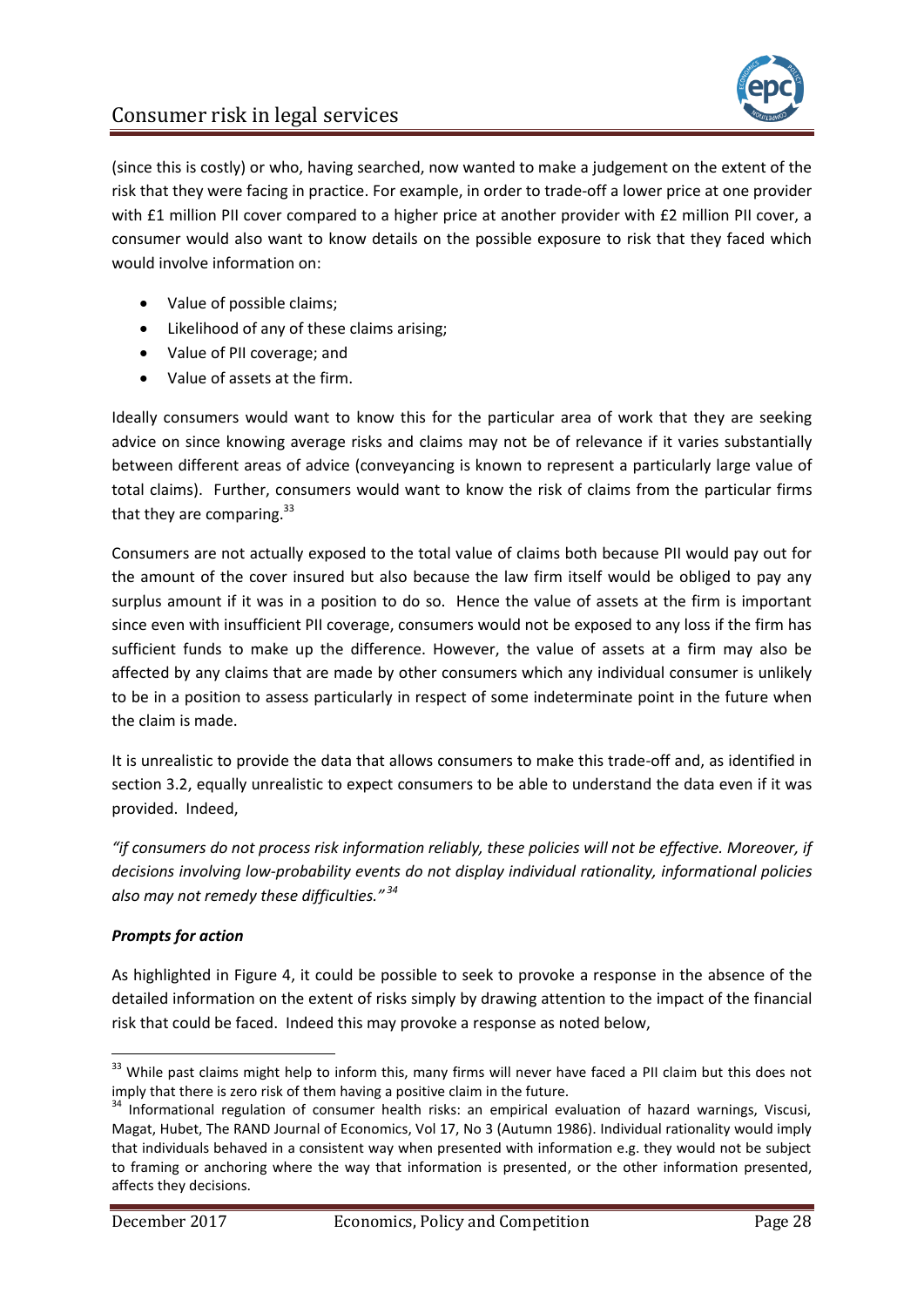(since this is costly) or who, having searched, now wanted to make a judgement on the extent of the risk that they were facing in practice. For example, in order to trade-off a lower price at one provider with £1 million PII cover compared to a higher price at another provider with £2 million PII cover, a consumer would also want to know details on the possible exposure to risk that they faced which would involve information on:

- Value of possible claims;
- Likelihood of any of these claims arising;
- Value of PII coverage; and
- Value of assets at the firm.

Ideally consumers would want to know this for the particular area of work that they are seeking advice on since knowing average risks and claims may not be of relevance if it varies substantially between different areas of advice (conveyancing is known to represent a particularly large value of total claims). Further, consumers would want to know the risk of claims from the particular firms that they are comparing.[33]

Consumers are not actually exposed to the total value of claims both because PII would pay out for the amount of the cover insured but also because the law firm itself would be obliged to pay any surplus amount if it was in a position to do so. Hence the value of assets at the firm is important since even with insufficient PII coverage, consumers would not be exposed to any loss if the firm has sufficient funds to make up the difference. However, the value of assets at a firm may also be affected by any claims that are made by other consumers which any individual consumer is unlikely to be in a position to assess particularly in respect of some indeterminate point in the future when the claim is made.

It is unrealistic to provide the data that allows consumers to make this trade-off and, as identified in section 3.2, equally unrealistic to expect consumers to be able to understand the data even if it was provided. Indeed,

*"if consumers do not process risk information reliably, these policies will not be effective. Moreover, if decisions involving low-probability events do not display individual rationality, informational policies also may not remedy these difficulties."*[34]

***Prompts for action***

As highlighted in Figure 4, it could be possible to seek to provoke a response in the absence of the detailed information on the extent of risks simply by drawing attention to the impact of the financial risk that could be faced. Indeed this may provoke a response as noted below,

---

[33] While past claims might help to inform this, many firms will never have faced a PII claim but this does not imply that there is zero risk of them having a positive claim in the future.

[34] Informational regulation of consumer health risks: an empirical evaluation of hazard warnings, Viscusi, Magat, Hubet, The RAND Journal of Economics, Vol 17, No 3 (Autumn 1986). Individual rationality would imply that individuals behaved in a consistent way when presented with information e.g. they would not be subject to framing or anchoring where the way that information is presented, or the other information presented, affects they decisions.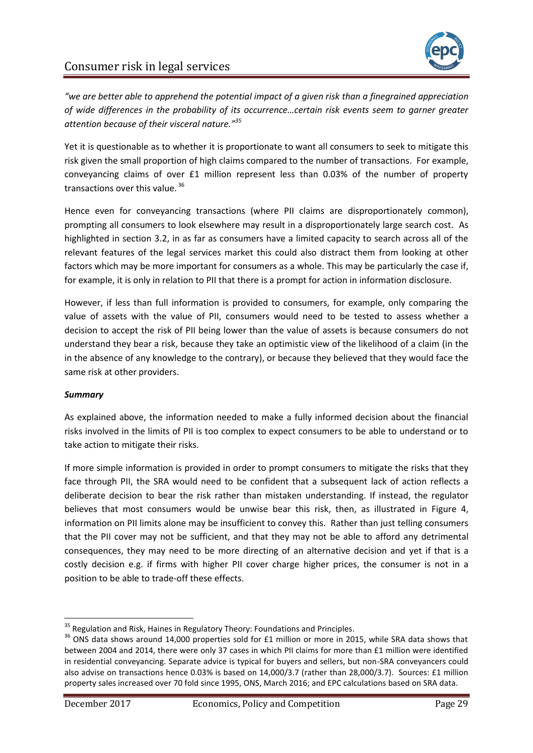*"we are better able to apprehend the potential impact of a given risk than a finegrained appreciation of wide differences in the probability of its occurrence…certain risk events seem to garner greater attention because of their visceral nature."*[35]

Yet it is questionable as to whether it is proportionate to want all consumers to seek to mitigate this risk given the small proportion of high claims compared to the number of transactions. For example, conveyancing claims of over £1 million represent less than 0.03% of the number of property transactions over this value.[36]

Hence even for conveyancing transactions (where PII claims are disproportionately common), prompting all consumers to look elsewhere may result in a disproportionately large search cost. As highlighted in section 3.2, in as far as consumers have a limited capacity to search across all of the relevant features of the legal services market this could also distract them from looking at other factors which may be more important for consumers as a whole. This may be particularly the case if, for example, it is only in relation to PII that there is a prompt for action in information disclosure.

However, if less than full information is provided to consumers, for example, only comparing the value of assets with the value of PII, consumers would need to be tested to assess whether a decision to accept the risk of PII being lower than the value of assets is because consumers do not understand they bear a risk, because they take an optimistic view of the likelihood of a claim (in the in the absence of any knowledge to the contrary), or because they believed that they would face the same risk at other providers.

***Summary***

As explained above, the information needed to make a fully informed decision about the financial risks involved in the limits of PII is too complex to expect consumers to be able to understand or to take action to mitigate their risks.

If more simple information is provided in order to prompt consumers to mitigate the risks that they face through PII, the SRA would need to be confident that a subsequent lack of action reflects a deliberate decision to bear the risk rather than mistaken understanding. If instead, the regulator believes that most consumers would be unwise bear this risk, then, as illustrated in Figure 4, information on PII limits alone may be insufficient to convey this. Rather than just telling consumers that the PII cover may not be sufficient, and that they may not be able to afford any detrimental consequences, they may need to be more directing of an alternative decision and yet if that is a costly decision e.g. if firms with higher PII cover charge higher prices, the consumer is not in a position to be able to trade-off these effects.

---

[35] Regulation and Risk, Haines in Regulatory Theory: Foundations and Principles.

[36] ONS data shows around 14,000 properties sold for £1 million or more in 2015, while SRA data shows that between 2004 and 2014, there were only 37 cases in which PII claims for more than £1 million were identified in residential conveyancing. Separate advice is typical for buyers and sellers, but non-SRA conveyancers could also advise on transactions hence 0.03% is based on 14,000/3.7 (rather than 28,000/3.7). Sources: £1 million property sales increased over 70 fold since 1995, ONS, March 2016; and EPC calculations based on SRA data.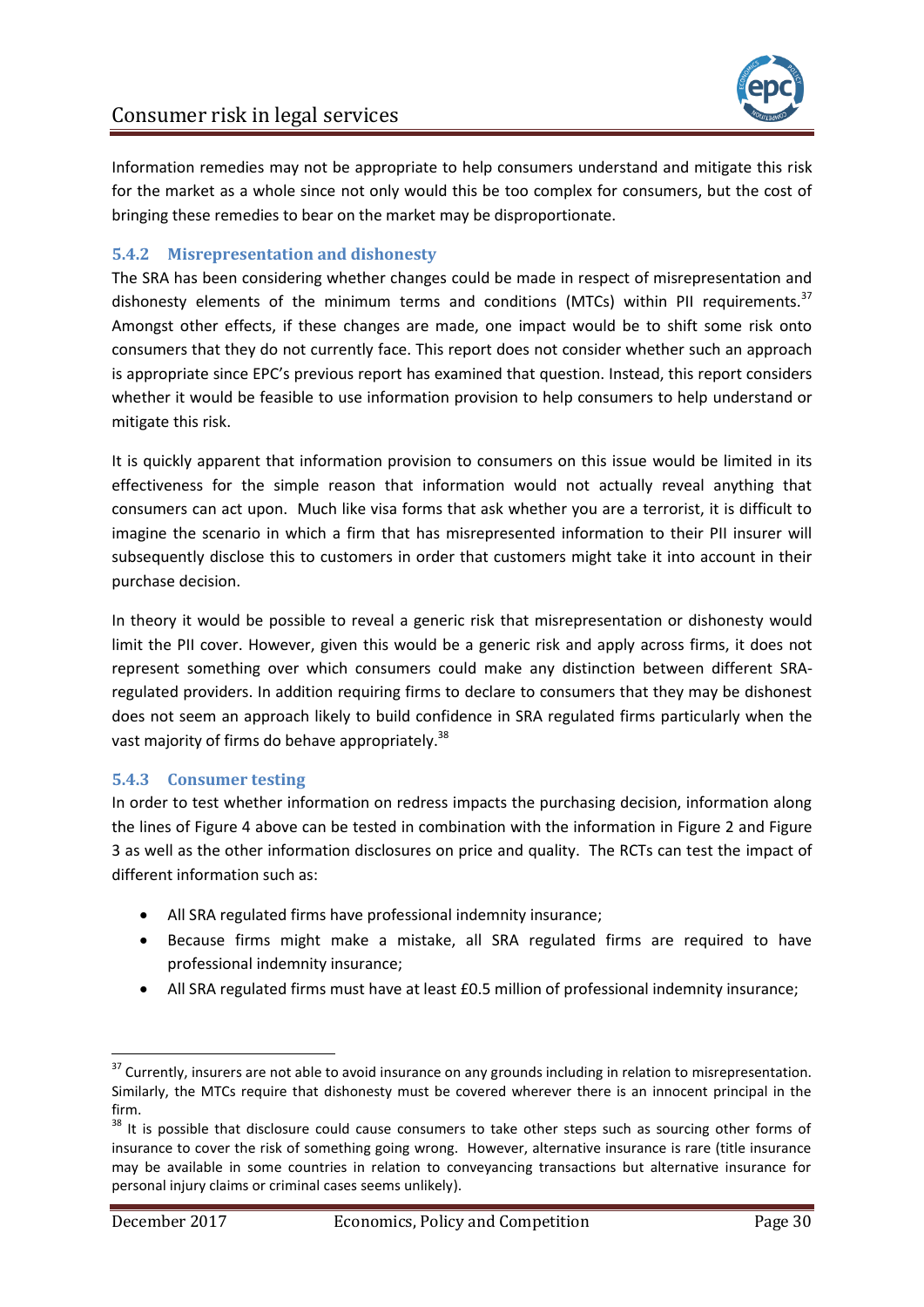Information remedies may not be appropriate to help consumers understand and mitigate this risk for the market as a whole since not only would this be too complex for consumers, but the cost of bringing these remedies to bear on the market may be disproportionate.

### 5.4.2 Misrepresentation and dishonesty

The SRA has been considering whether changes could be made in respect of misrepresentation and dishonesty elements of the minimum terms and conditions (MTCs) within PII requirements.[37] Amongst other effects, if these changes are made, one impact would be to shift some risk onto consumers that they do not currently face. This report does not consider whether such an approach is appropriate since EPC's previous report has examined that question. Instead, this report considers whether it would be feasible to use information provision to help consumers to help understand or mitigate this risk.

It is quickly apparent that information provision to consumers on this issue would be limited in its effectiveness for the simple reason that information would not actually reveal anything that consumers can act upon. Much like visa forms that ask whether you are a terrorist, it is difficult to imagine the scenario in which a firm that has misrepresented information to their PII insurer will subsequently disclose this to customers in order that customers might take it into account in their purchase decision.

In theory it would be possible to reveal a generic risk that misrepresentation or dishonesty would limit the PII cover. However, given this would be a generic risk and apply across firms, it does not represent something over which consumers could make any distinction between different SRA-regulated providers. In addition requiring firms to declare to consumers that they may be dishonest does not seem an approach likely to build confidence in SRA regulated firms particularly when the vast majority of firms do behave appropriately.[38]

### 5.4.3 Consumer testing

In order to test whether information on redress impacts the purchasing decision, information along the lines of Figure 4 above can be tested in combination with the information in Figure 2 and Figure 3 as well as the other information disclosures on price and quality. The RCTs can test the impact of different information such as:

- All SRA regulated firms have professional indemnity insurance;
- Because firms might make a mistake, all SRA regulated firms are required to have professional indemnity insurance;
- All SRA regulated firms must have at least £0.5 million of professional indemnity insurance;

[37] Currently, insurers are not able to avoid insurance on any grounds including in relation to misrepresentation. Similarly, the MTCs require that dishonesty must be covered wherever there is an innocent principal in the firm.

[38] It is possible that disclosure could cause consumers to take other steps such as sourcing other forms of insurance to cover the risk of something going wrong. However, alternative insurance is rare (title insurance may be available in some countries in relation to conveyancing transactions but alternative insurance for personal injury claims or criminal cases seems unlikely).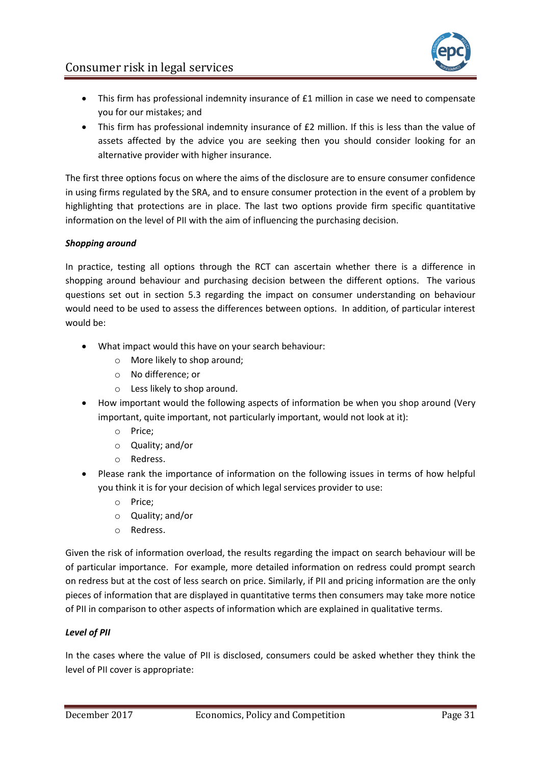- This firm has professional indemnity insurance of £1 million in case we need to compensate you for our mistakes; and
- This firm has professional indemnity insurance of £2 million. If this is less than the value of assets affected by the advice you are seeking then you should consider looking for an alternative provider with higher insurance.

The first three options focus on where the aims of the disclosure are to ensure consumer confidence in using firms regulated by the SRA, and to ensure consumer protection in the event of a problem by highlighting that protections are in place. The last two options provide firm specific quantitative information on the level of PII with the aim of influencing the purchasing decision.

***Shopping around***

In practice, testing all options through the RCT can ascertain whether there is a difference in shopping around behaviour and purchasing decision between the different options. The various questions set out in section 5.3 regarding the impact on consumer understanding on behaviour would need to be used to assess the differences between options. In addition, of particular interest would be:

- What impact would this have on your search behaviour:
  - More likely to shop around;
  - No difference; or
  - Less likely to shop around.
- How important would the following aspects of information be when you shop around (Very important, quite important, not particularly important, would not look at it):
  - Price;
  - Quality; and/or
  - Redress.
- Please rank the importance of information on the following issues in terms of how helpful you think it is for your decision of which legal services provider to use:
  - Price;
  - Quality; and/or
  - Redress.

Given the risk of information overload, the results regarding the impact on search behaviour will be of particular importance. For example, more detailed information on redress could prompt search on redress but at the cost of less search on price. Similarly, if PII and pricing information are the only pieces of information that are displayed in quantitative terms then consumers may take more notice of PII in comparison to other aspects of information which are explained in qualitative terms.

***Level of PII***

In the cases where the value of PII is disclosed, consumers could be asked whether they think the level of PII cover is appropriate: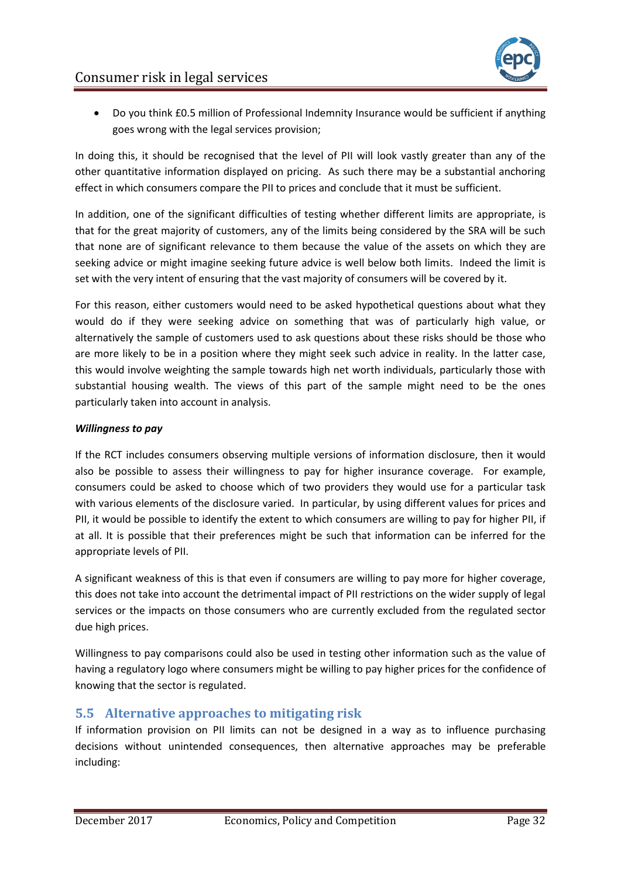- Do you think £0.5 million of Professional Indemnity Insurance would be sufficient if anything goes wrong with the legal services provision;

In doing this, it should be recognised that the level of PII will look vastly greater than any of the other quantitative information displayed on pricing. As such there may be a substantial anchoring effect in which consumers compare the PII to prices and conclude that it must be sufficient.

In addition, one of the significant difficulties of testing whether different limits are appropriate, is that for the great majority of customers, any of the limits being considered by the SRA will be such that none are of significant relevance to them because the value of the assets on which they are seeking advice or might imagine seeking future advice is well below both limits. Indeed the limit is set with the very intent of ensuring that the vast majority of consumers will be covered by it.

For this reason, either customers would need to be asked hypothetical questions about what they would do if they were seeking advice on something that was of particularly high value, or alternatively the sample of customers used to ask questions about these risks should be those who are more likely to be in a position where they might seek such advice in reality. In the latter case, this would involve weighting the sample towards high net worth individuals, particularly those with substantial housing wealth. The views of this part of the sample might need to be the ones particularly taken into account in analysis.

***Willingness to pay***

If the RCT includes consumers observing multiple versions of information disclosure, then it would also be possible to assess their willingness to pay for higher insurance coverage. For example, consumers could be asked to choose which of two providers they would use for a particular task with various elements of the disclosure varied. In particular, by using different values for prices and PII, it would be possible to identify the extent to which consumers are willing to pay for higher PII, if at all. It is possible that their preferences might be such that information can be inferred for the appropriate levels of PII.

A significant weakness of this is that even if consumers are willing to pay more for higher coverage, this does not take into account the detrimental impact of PII restrictions on the wider supply of legal services or the impacts on those consumers who are currently excluded from the regulated sector due high prices.

Willingness to pay comparisons could also be used in testing other information such as the value of having a regulatory logo where consumers might be willing to pay higher prices for the confidence of knowing that the sector is regulated.

## 5.5 Alternative approaches to mitigating risk

If information provision on PII limits can not be designed in a way as to influence purchasing decisions without unintended consequences, then alternative approaches may be preferable including: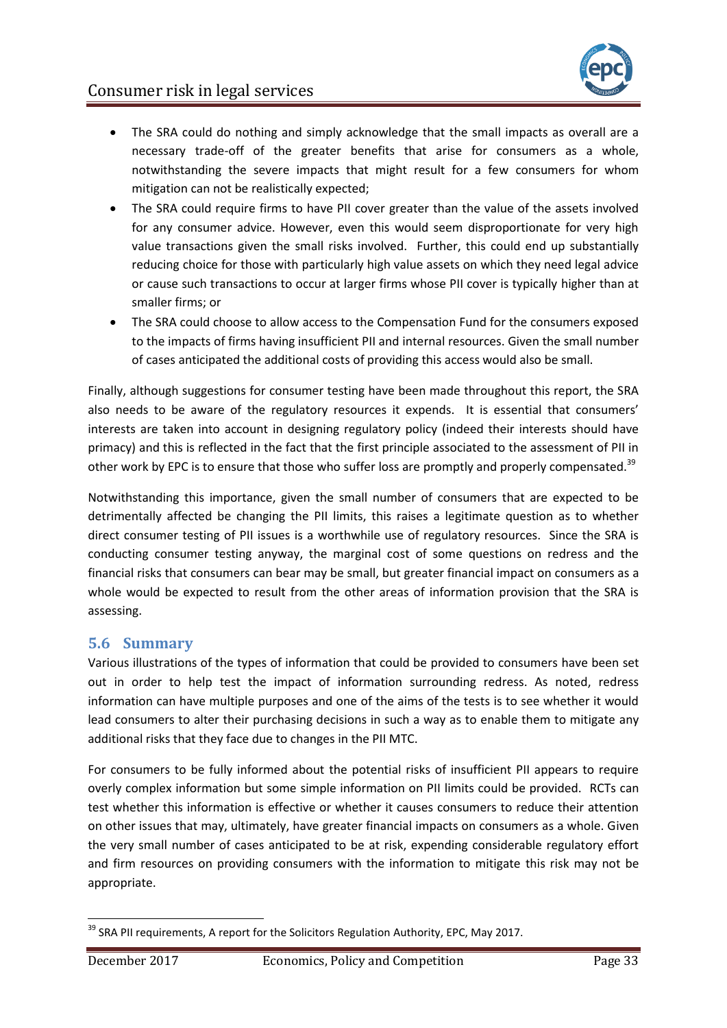- The SRA could do nothing and simply acknowledge that the small impacts as overall are a necessary trade-off of the greater benefits that arise for consumers as a whole, notwithstanding the severe impacts that might result for a few consumers for whom mitigation can not be realistically expected;
- The SRA could require firms to have PII cover greater than the value of the assets involved for any consumer advice. However, even this would seem disproportionate for very high value transactions given the small risks involved. Further, this could end up substantially reducing choice for those with particularly high value assets on which they need legal advice or cause such transactions to occur at larger firms whose PII cover is typically higher than at smaller firms; or
- The SRA could choose to allow access to the Compensation Fund for the consumers exposed to the impacts of firms having insufficient PII and internal resources. Given the small number of cases anticipated the additional costs of providing this access would also be small.

Finally, although suggestions for consumer testing have been made throughout this report, the SRA also needs to be aware of the regulatory resources it expends. It is essential that consumers' interests are taken into account in designing regulatory policy (indeed their interests should have primacy) and this is reflected in the fact that the first principle associated to the assessment of PII in other work by EPC is to ensure that those who suffer loss are promptly and properly compensated.[39]

Notwithstanding this importance, given the small number of consumers that are expected to be detrimentally affected be changing the PII limits, this raises a legitimate question as to whether direct consumer testing of PII issues is a worthwhile use of regulatory resources. Since the SRA is conducting consumer testing anyway, the marginal cost of some questions on redress and the financial risks that consumers can bear may be small, but greater financial impact on consumers as a whole would be expected to result from the other areas of information provision that the SRA is assessing.

## 5.6 Summary

Various illustrations of the types of information that could be provided to consumers have been set out in order to help test the impact of information surrounding redress. As noted, redress information can have multiple purposes and one of the aims of the tests is to see whether it would lead consumers to alter their purchasing decisions in such a way as to enable them to mitigate any additional risks that they face due to changes in the PII MTC.

For consumers to be fully informed about the potential risks of insufficient PII appears to require overly complex information but some simple information on PII limits could be provided. RCTs can test whether this information is effective or whether it causes consumers to reduce their attention on other issues that may, ultimately, have greater financial impacts on consumers as a whole. Given the very small number of cases anticipated to be at risk, expending considerable regulatory effort and firm resources on providing consumers with the information to mitigate this risk may not be appropriate.

[39] SRA PII requirements, A report for the Solicitors Regulation Authority, EPC, May 2017.